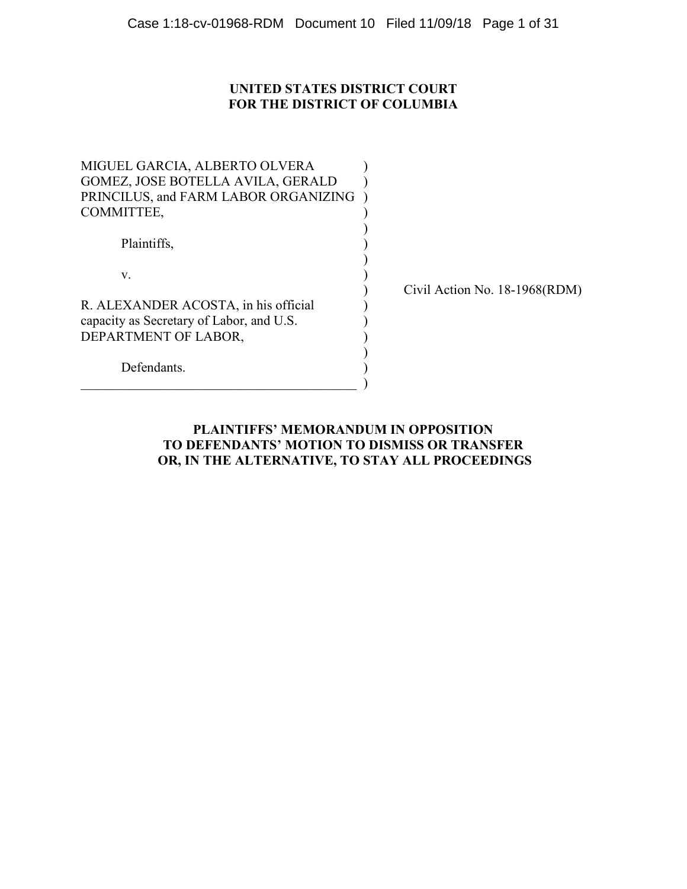**UNITED STATES DISTRICT COURT**
**FOR THE DISTRICT OF COLUMBIA**

MIGUEL GARCIA, ALBERTO OLVERA GOMEZ, JOSE BOTELLA AVILA, GERALD PRINCILUS, and FARM LABOR ORGANIZING COMMITTEE,

Plaintiffs,

v.

R. ALEXANDER ACOSTA, in his official capacity as Secretary of Labor, and U.S. DEPARTMENT OF LABOR,

Defendants.

Civil Action No. 18-1968(RDM)

**PLAINTIFFS' MEMORANDUM IN OPPOSITION TO DEFENDANTS' MOTION TO DISMISS OR TRANSFER OR, IN THE ALTERNATIVE, TO STAY ALL PROCEEDINGS**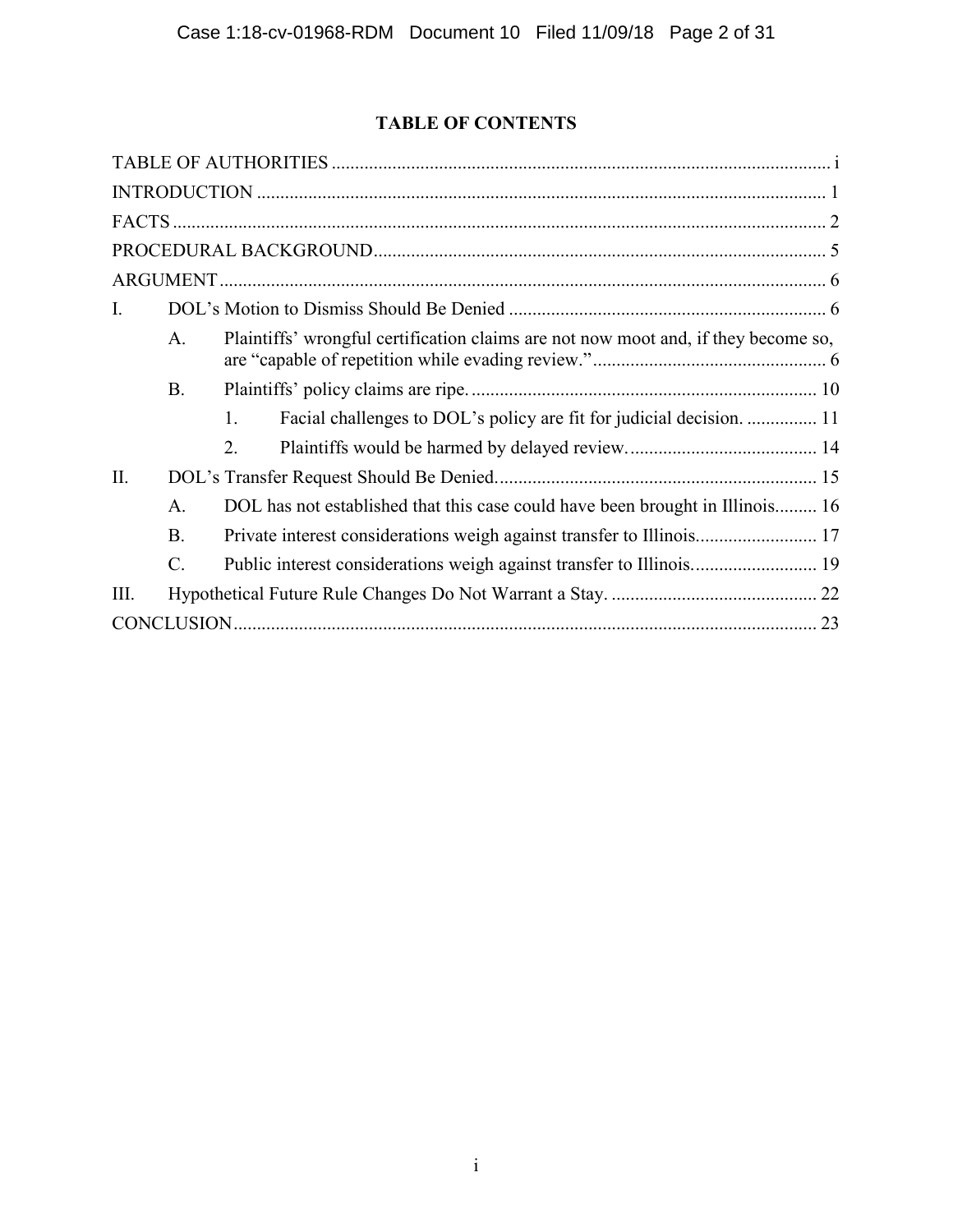## TABLE OF CONTENTS

TABLE OF AUTHORITIES ... i

INTRODUCTION ... 1

FACTS ... 2

PROCEDURAL BACKGROUND ... 5

ARGUMENT ... 6

I. DOL's Motion to Dismiss Should Be Denied ... 6

- A. Plaintiffs' wrongful certification claims are not now moot and, if they become so, are "capable of repetition while evading review." ... 6
- B. Plaintiffs' policy claims are ripe. ... 10
  1. Facial challenges to DOL's policy are fit for judicial decision. ... 11
  2. Plaintiffs would be harmed by delayed review. ... 14

II. DOL's Transfer Request Should Be Denied. ... 15

- A. DOL has not established that this case could have been brought in Illinois ... 16
- B. Private interest considerations weigh against transfer to Illinois. ... 17
- C. Public interest considerations weigh against transfer to Illinois. ... 19

III. Hypothetical Future Rule Changes Do Not Warrant a Stay. ... 22

CONCLUSION ... 23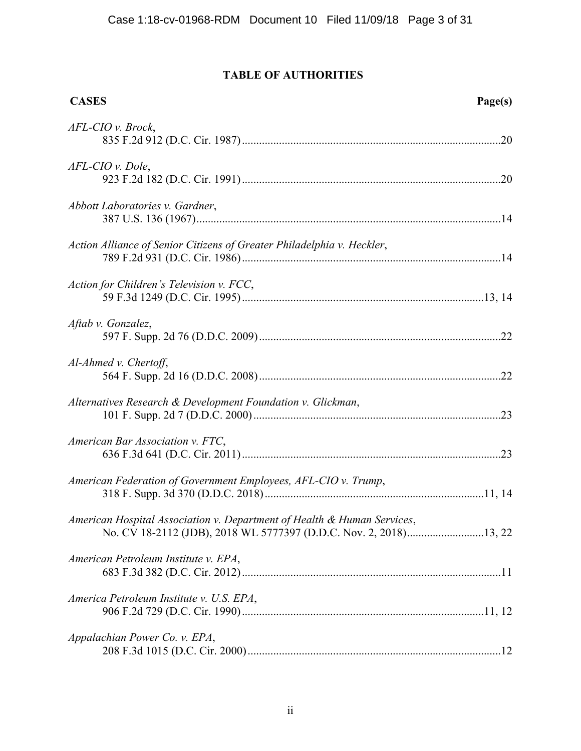# TABLE OF AUTHORITIES

**CASES** **Page(s)**

*AFL-CIO v. Brock*,
835 F.2d 912 (D.C. Cir. 1987) .......... 20

*AFL-CIO v. Dole*,
923 F.2d 182 (D.C. Cir. 1991) .......... 20

*Abbott Laboratories v. Gardner*,
387 U.S. 136 (1967) .......... 14

*Action Alliance of Senior Citizens of Greater Philadelphia v. Heckler*,
789 F.2d 931 (D.C. Cir. 1986) .......... 14

*Action for Children's Television v. FCC*,
59 F.3d 1249 (D.C. Cir. 1995) .......... 13, 14

*Aftab v. Gonzalez*,
597 F. Supp. 2d 76 (D.D.C. 2009) .......... 22

*Al-Ahmed v. Chertoff*,
564 F. Supp. 2d 16 (D.D.C. 2008) .......... 22

*Alternatives Research & Development Foundation v. Glickman*,
101 F. Supp. 2d 7 (D.D.C. 2000) .......... 23

*American Bar Association v. FTC*,
636 F.3d 641 (D.C. Cir. 2011) .......... 23

*American Federation of Government Employees, AFL-CIO v. Trump*,
318 F. Supp. 3d 370 (D.D.C. 2018) .......... 11, 14

*American Hospital Association v. Department of Health & Human Services*,
No. CV 18-2112 (JDB), 2018 WL 5777397 (D.D.C. Nov. 2, 2018) .......... 13, 22

*American Petroleum Institute v. EPA*,
683 F.3d 382 (D.C. Cir. 2012) .......... 11

*America Petroleum Institute v. U.S. EPA*,
906 F.2d 729 (D.C. Cir. 1990) .......... 11, 12

*Appalachian Power Co. v. EPA*,
208 F.3d 1015 (D.C. Cir. 2000) .......... 12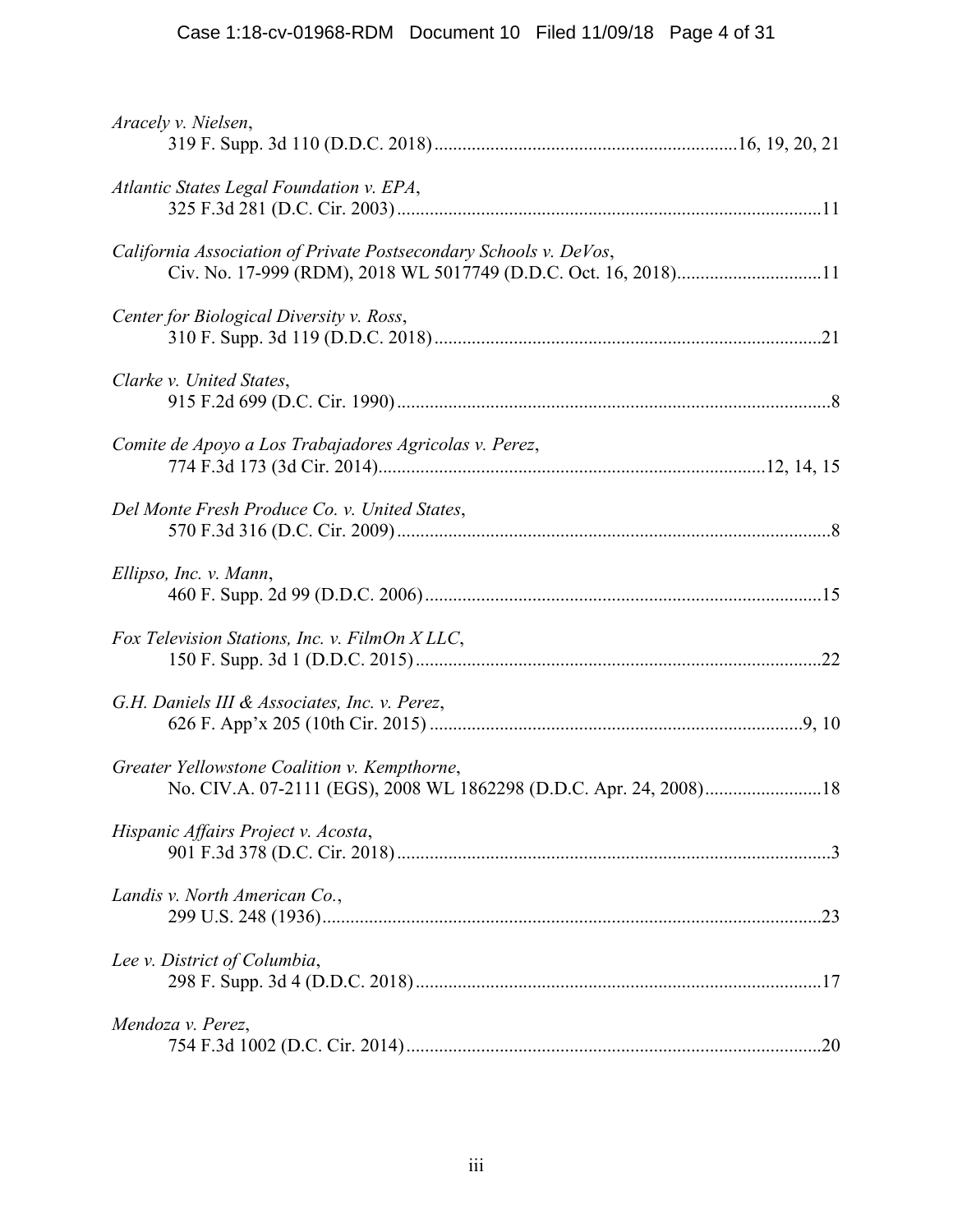*Aracely v. Nielsen*,
319 F. Supp. 3d 110 (D.D.C. 2018)................................................................16, 19, 20, 21

*Atlantic States Legal Foundation v. EPA*,
325 F.3d 281 (D.C. Cir. 2003)..........................................................................................11

*California Association of Private Postsecondary Schools v. DeVos*,
Civ. No. 17-999 (RDM), 2018 WL 5017749 (D.D.C. Oct. 16, 2018)..............................11

*Center for Biological Diversity v. Ross*,
310 F. Supp. 3d 119 (D.D.C. 2018)..................................................................................21

*Clarke v. United States*,
915 F.2d 699 (D.C. Cir. 1990)............................................................................................8

*Comite de Apoyo a Los Trabajadores Agricolas v. Perez*,
774 F.3d 173 (3d Cir. 2014)..................................................................................12, 14, 15

*Del Monte Fresh Produce Co. v. United States*,
570 F.3d 316 (D.C. Cir. 2009)............................................................................................8

*Ellipso, Inc. v. Mann*,
460 F. Supp. 2d 99 (D.D.C. 2006)....................................................................................15

*Fox Television Stations, Inc. v. FilmOn X LLC*,
150 F. Supp. 3d 1 (D.D.C. 2015)......................................................................................22

*G.H. Daniels III & Associates, Inc. v. Perez*,
626 F. App'x 205 (10th Cir. 2015)................................................................................9, 10

*Greater Yellowstone Coalition v. Kempthorne*,
No. CIV.A. 07-2111 (EGS), 2008 WL 1862298 (D.D.C. Apr. 24, 2008).........................18

*Hispanic Affairs Project v. Acosta*,
901 F.3d 378 (D.C. Cir. 2018)............................................................................................3

*Landis v. North American Co.*,
299 U.S. 248 (1936)..........................................................................................................23

*Lee v. District of Columbia*,
298 F. Supp. 3d 4 (D.D.C. 2018)......................................................................................17

*Mendoza v. Perez*,
754 F.3d 1002 (D.C. Cir. 2014)........................................................................................20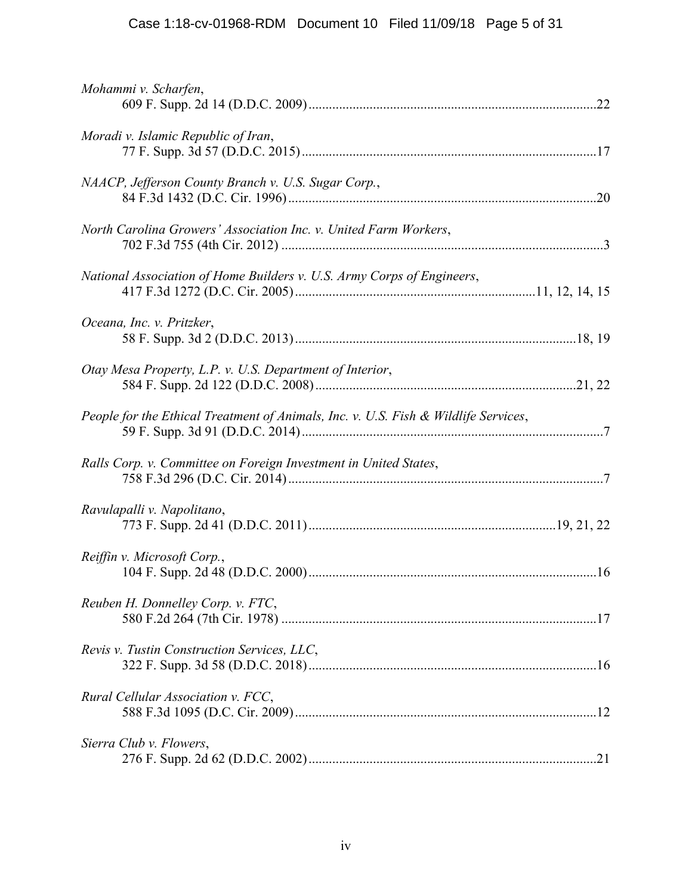*Mohammi v. Scharfen*,
609 F. Supp. 2d 14 (D.D.C. 2009) ....................................................................................22

*Moradi v. Islamic Republic of Iran*,
77 F. Supp. 3d 57 (D.D.C. 2015) ......................................................................................17

*NAACP, Jefferson County Branch v. U.S. Sugar Corp.*,
84 F.3d 1432 (D.C. Cir. 1996) ..........................................................................................20

*North Carolina Growers' Association Inc. v. United Farm Workers*,
702 F.3d 755 (4th Cir. 2012) ..............................................................................................3

*National Association of Home Builders v. U.S. Army Corps of Engineers*,
417 F.3d 1272 (D.C. Cir. 2005) ......................................................................11, 12, 14, 15

*Oceana, Inc. v. Pritzker*,
58 F. Supp. 3d 2 (D.D.C. 2013) ...................................................................................18, 19

*Otay Mesa Property, L.P. v. U.S. Department of Interior*,
584 F. Supp. 2d 122 (D.D.C. 2008) ............................................................................21, 22

*People for the Ethical Treatment of Animals, Inc. v. U.S. Fish & Wildlife Services*,
59 F. Supp. 3d 91 (D.D.C. 2014) ........................................................................................7

*Ralls Corp. v. Committee on Foreign Investment in United States*,
758 F.3d 296 (D.C. Cir. 2014) ............................................................................................7

*Ravulapalli v. Napolitano*,
773 F. Supp. 2d 41 (D.D.C. 2011) .......................................................................19, 21, 22

*Reiffin v. Microsoft Corp.*,
104 F. Supp. 2d 48 (D.D.C. 2000) .....................................................................................16

*Reuben H. Donnelley Corp. v. FTC*,
580 F.2d 264 (7th Cir. 1978) ............................................................................................17

*Revis v. Tustin Construction Services, LLC*,
322 F. Supp. 3d 58 (D.D.C. 2018) ....................................................................................16

*Rural Cellular Association v. FCC*,
588 F.3d 1095 (D.C. Cir. 2009) ........................................................................................12

*Sierra Club v. Flowers*,
276 F. Supp. 2d 62 (D.D.C. 2002) ....................................................................................21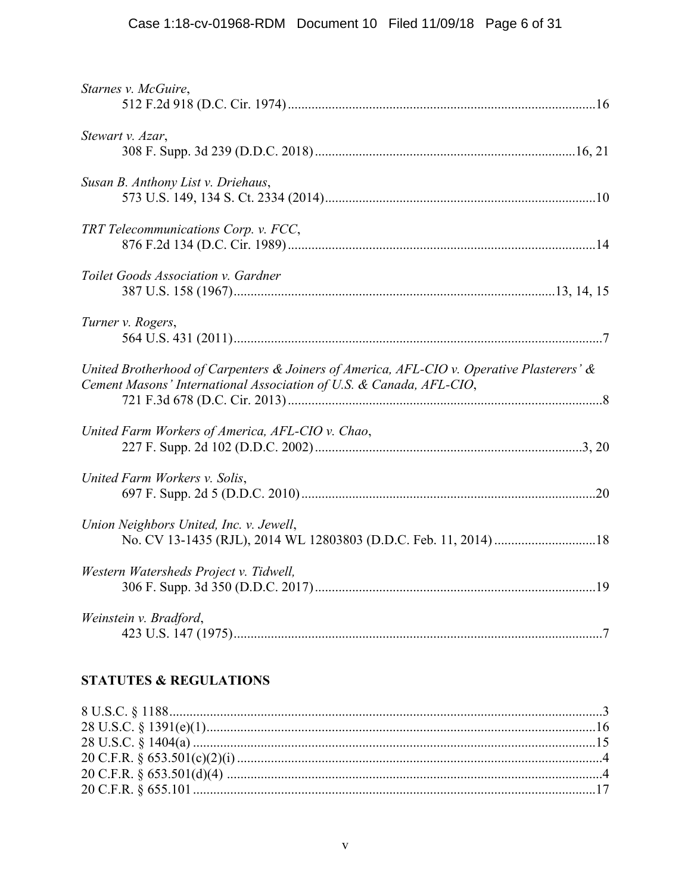*Starnes v. McGuire*,
512 F.2d 918 (D.C. Cir. 1974)....................16

*Stewart v. Azar*,
308 F. Supp. 3d 239 (D.D.C. 2018)....................16, 21

*Susan B. Anthony List v. Driehaus*,
573 U.S. 149, 134 S. Ct. 2334 (2014)....................10

*TRT Telecommunications Corp. v. FCC*,
876 F.2d 134 (D.C. Cir. 1989)....................14

*Toilet Goods Association v. Gardner*
387 U.S. 158 (1967)....................13, 14, 15

*Turner v. Rogers*,
564 U.S. 431 (2011)....................7

*United Brotherhood of Carpenters & Joiners of America, AFL-CIO v. Operative Plasterers' & Cement Masons' International Association of U.S. & Canada, AFL-CIO*,
721 F.3d 678 (D.C. Cir. 2013)....................8

*United Farm Workers of America, AFL-CIO v. Chao*,
227 F. Supp. 2d 102 (D.D.C. 2002)....................3, 20

*United Farm Workers v. Solis*,
697 F. Supp. 2d 5 (D.D.C. 2010)....................20

*Union Neighbors United, Inc. v. Jewell*,
No. CV 13-1435 (RJL), 2014 WL 12803803 (D.D.C. Feb. 11, 2014)....................18

*Western Watersheds Project v. Tidwell,*
306 F. Supp. 3d 350 (D.D.C. 2017)....................19

*Weinstein v. Bradford*,
423 U.S. 147 (1975)....................7

## STATUTES & REGULATIONS

8 U.S.C. § 1188....................3
28 U.S.C. § 1391(e)(1)....................16
28 U.S.C. § 1404(a)....................15
20 C.F.R. § 653.501(c)(2)(i)....................4
20 C.F.R. § 653.501(d)(4)....................4
20 C.F.R. § 655.101....................17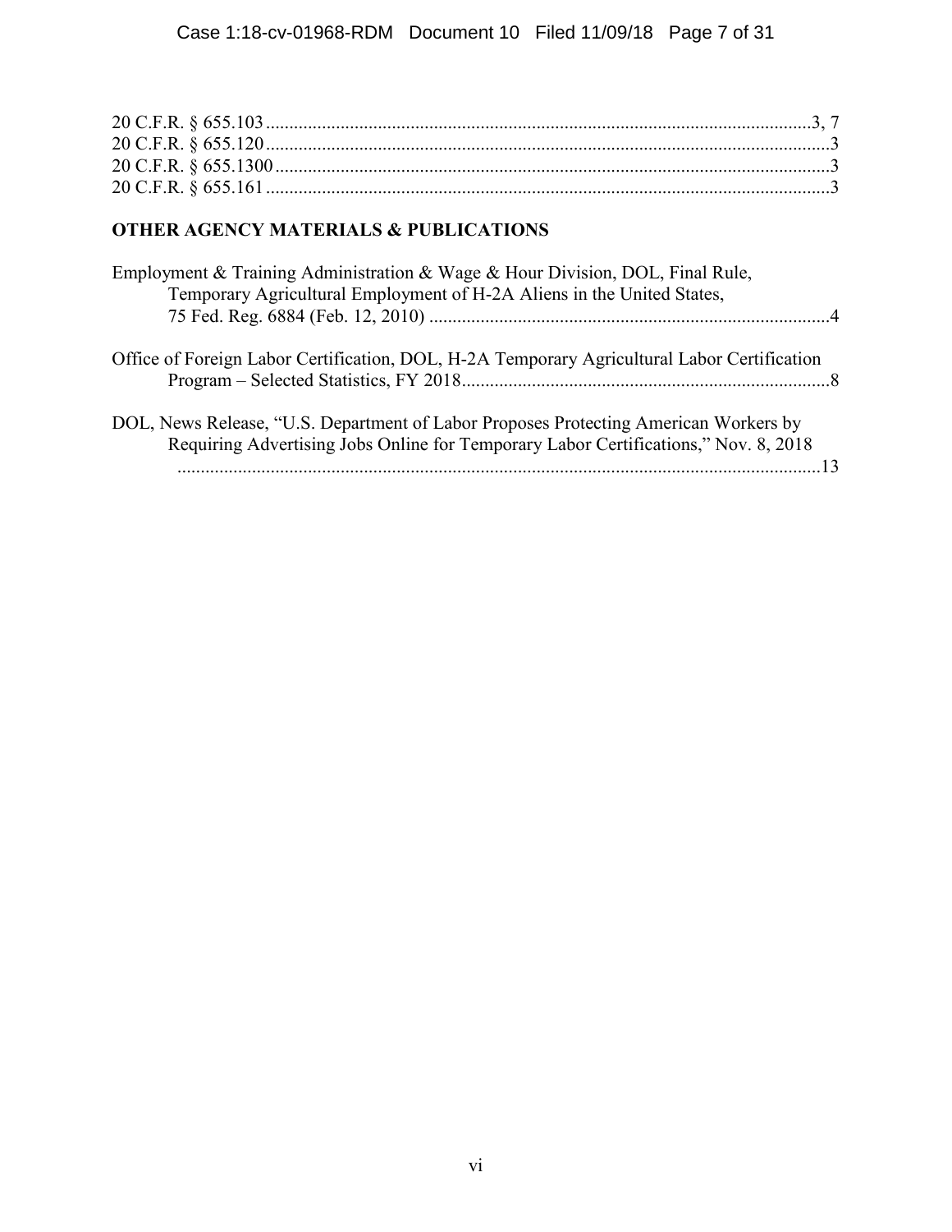20 C.F.R. § 655.103 ....................................................................................................................3, 7
20 C.F.R. § 655.120 ........................................................................................................................3
20 C.F.R. § 655.1300 ......................................................................................................................3
20 C.F.R. § 655.161 ........................................................................................................................3

**OTHER AGENCY MATERIALS & PUBLICATIONS**

Employment & Training Administration & Wage & Hour Division, DOL, Final Rule, Temporary Agricultural Employment of H-2A Aliens in the United States, 75 Fed. Reg. 6884 (Feb. 12, 2010) .....................................................................................4

Office of Foreign Labor Certification, DOL, H-2A Temporary Agricultural Labor Certification Program – Selected Statistics, FY 2018..............................................................................8

DOL, News Release, "U.S. Department of Labor Proposes Protecting American Workers by Requiring Advertising Jobs Online for Temporary Labor Certifications," Nov. 8, 2018 ..........................................................................................................................................13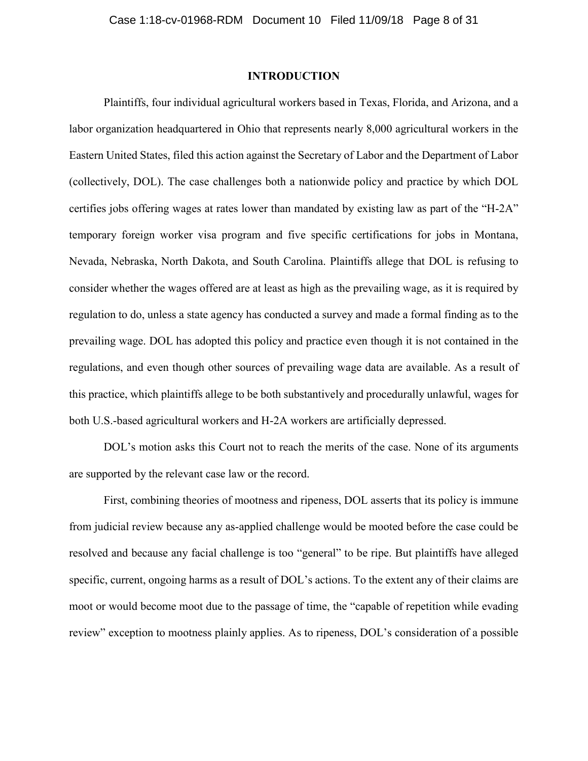## INTRODUCTION

Plaintiffs, four individual agricultural workers based in Texas, Florida, and Arizona, and a labor organization headquartered in Ohio that represents nearly 8,000 agricultural workers in the Eastern United States, filed this action against the Secretary of Labor and the Department of Labor (collectively, DOL). The case challenges both a nationwide policy and practice by which DOL certifies jobs offering wages at rates lower than mandated by existing law as part of the "H-2A" temporary foreign worker visa program and five specific certifications for jobs in Montana, Nevada, Nebraska, North Dakota, and South Carolina. Plaintiffs allege that DOL is refusing to consider whether the wages offered are at least as high as the prevailing wage, as it is required by regulation to do, unless a state agency has conducted a survey and made a formal finding as to the prevailing wage. DOL has adopted this policy and practice even though it is not contained in the regulations, and even though other sources of prevailing wage data are available. As a result of this practice, which plaintiffs allege to be both substantively and procedurally unlawful, wages for both U.S.-based agricultural workers and H-2A workers are artificially depressed.

DOL's motion asks this Court not to reach the merits of the case. None of its arguments are supported by the relevant case law or the record.

First, combining theories of mootness and ripeness, DOL asserts that its policy is immune from judicial review because any as-applied challenge would be mooted before the case could be resolved and because any facial challenge is too "general" to be ripe. But plaintiffs have alleged specific, current, ongoing harms as a result of DOL's actions. To the extent any of their claims are moot or would become moot due to the passage of time, the "capable of repetition while evading review" exception to mootness plainly applies. As to ripeness, DOL's consideration of a possible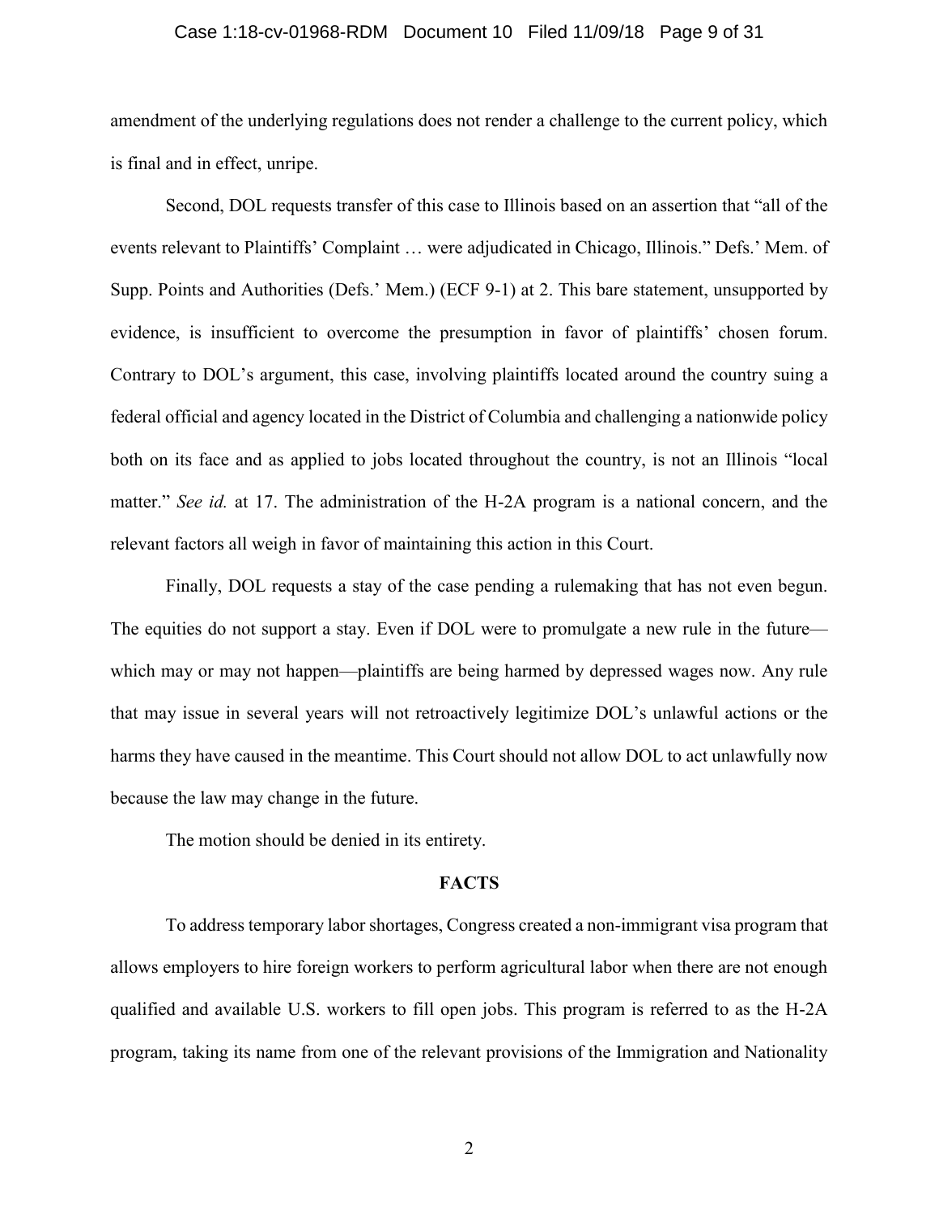amendment of the underlying regulations does not render a challenge to the current policy, which is final and in effect, unripe.

Second, DOL requests transfer of this case to Illinois based on an assertion that "all of the events relevant to Plaintiffs' Complaint … were adjudicated in Chicago, Illinois." Defs.' Mem. of Supp. Points and Authorities (Defs.' Mem.) (ECF 9-1) at 2. This bare statement, unsupported by evidence, is insufficient to overcome the presumption in favor of plaintiffs' chosen forum. Contrary to DOL's argument, this case, involving plaintiffs located around the country suing a federal official and agency located in the District of Columbia and challenging a nationwide policy both on its face and as applied to jobs located throughout the country, is not an Illinois "local matter." *See id.* at 17. The administration of the H-2A program is a national concern, and the relevant factors all weigh in favor of maintaining this action in this Court.

Finally, DOL requests a stay of the case pending a rulemaking that has not even begun. The equities do not support a stay. Even if DOL were to promulgate a new rule in the future—which may or may not happen—plaintiffs are being harmed by depressed wages now. Any rule that may issue in several years will not retroactively legitimize DOL's unlawful actions or the harms they have caused in the meantime. This Court should not allow DOL to act unlawfully now because the law may change in the future.

The motion should be denied in its entirety.

## FACTS

To address temporary labor shortages, Congress created a non-immigrant visa program that allows employers to hire foreign workers to perform agricultural labor when there are not enough qualified and available U.S. workers to fill open jobs. This program is referred to as the H-2A program, taking its name from one of the relevant provisions of the Immigration and Nationality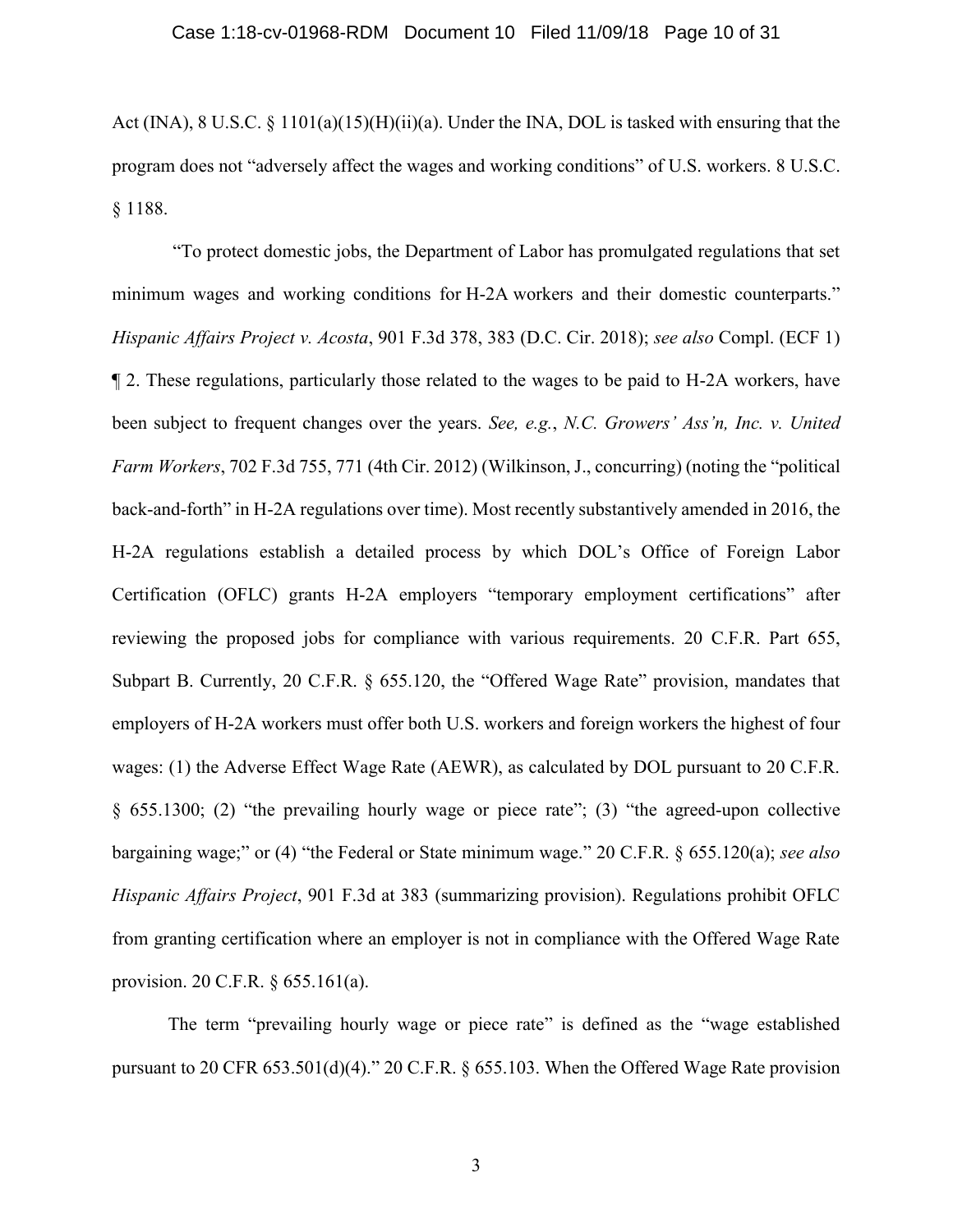Act (INA), 8 U.S.C. § 1101(a)(15)(H)(ii)(a). Under the INA, DOL is tasked with ensuring that the program does not "adversely affect the wages and working conditions" of U.S. workers. 8 U.S.C. § 1188.

"To protect domestic jobs, the Department of Labor has promulgated regulations that set minimum wages and working conditions for H-2A workers and their domestic counterparts." *Hispanic Affairs Project v. Acosta*, 901 F.3d 378, 383 (D.C. Cir. 2018); *see also* Compl. (ECF 1) ¶ 2. These regulations, particularly those related to the wages to be paid to H-2A workers, have been subject to frequent changes over the years. *See, e.g.*, *N.C. Growers' Ass'n, Inc. v. United Farm Workers*, 702 F.3d 755, 771 (4th Cir. 2012) (Wilkinson, J., concurring) (noting the "political back-and-forth" in H-2A regulations over time). Most recently substantively amended in 2016, the H-2A regulations establish a detailed process by which DOL's Office of Foreign Labor Certification (OFLC) grants H-2A employers "temporary employment certifications" after reviewing the proposed jobs for compliance with various requirements. 20 C.F.R. Part 655, Subpart B. Currently, 20 C.F.R. § 655.120, the "Offered Wage Rate" provision, mandates that employers of H-2A workers must offer both U.S. workers and foreign workers the highest of four wages: (1) the Adverse Effect Wage Rate (AEWR), as calculated by DOL pursuant to 20 C.F.R. § 655.1300; (2) "the prevailing hourly wage or piece rate"; (3) "the agreed-upon collective bargaining wage;" or (4) "the Federal or State minimum wage." 20 C.F.R. § 655.120(a); *see also Hispanic Affairs Project*, 901 F.3d at 383 (summarizing provision). Regulations prohibit OFLC from granting certification where an employer is not in compliance with the Offered Wage Rate provision. 20 C.F.R. § 655.161(a).

The term "prevailing hourly wage or piece rate" is defined as the "wage established pursuant to 20 CFR 653.501(d)(4)." 20 C.F.R. § 655.103. When the Offered Wage Rate provision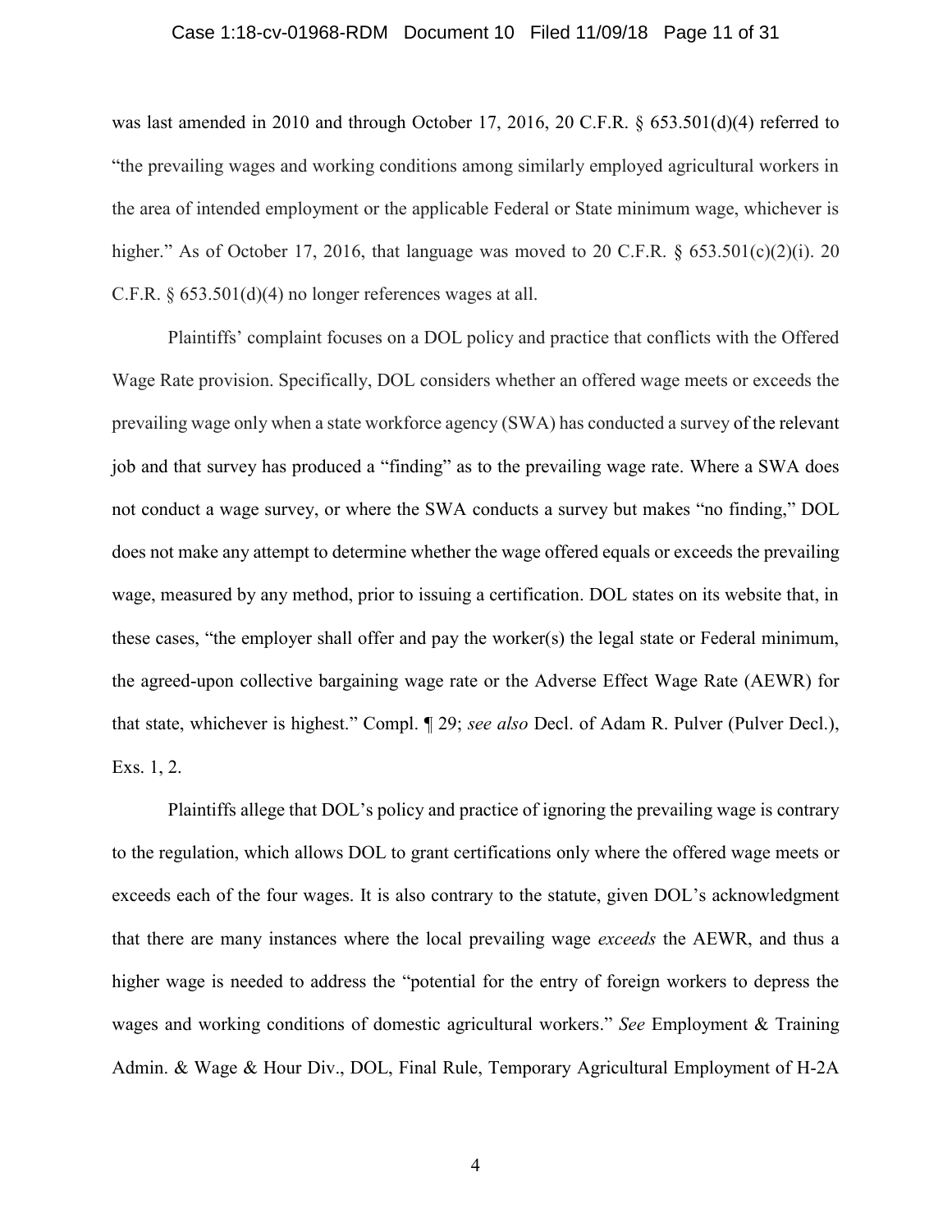was last amended in 2010 and through October 17, 2016, 20 C.F.R. § 653.501(d)(4) referred to "the prevailing wages and working conditions among similarly employed agricultural workers in the area of intended employment or the applicable Federal or State minimum wage, whichever is higher." As of October 17, 2016, that language was moved to 20 C.F.R. § 653.501(c)(2)(i). 20 C.F.R. § 653.501(d)(4) no longer references wages at all.

Plaintiffs' complaint focuses on a DOL policy and practice that conflicts with the Offered Wage Rate provision. Specifically, DOL considers whether an offered wage meets or exceeds the prevailing wage only when a state workforce agency (SWA) has conducted a survey of the relevant job and that survey has produced a "finding" as to the prevailing wage rate. Where a SWA does not conduct a wage survey, or where the SWA conducts a survey but makes "no finding," DOL does not make any attempt to determine whether the wage offered equals or exceeds the prevailing wage, measured by any method, prior to issuing a certification. DOL states on its website that, in these cases, "the employer shall offer and pay the worker(s) the legal state or Federal minimum, the agreed-upon collective bargaining wage rate or the Adverse Effect Wage Rate (AEWR) for that state, whichever is highest." Compl. ¶ 29; *see also* Decl. of Adam R. Pulver (Pulver Decl.), Exs. 1, 2.

Plaintiffs allege that DOL's policy and practice of ignoring the prevailing wage is contrary to the regulation, which allows DOL to grant certifications only where the offered wage meets or exceeds each of the four wages. It is also contrary to the statute, given DOL's acknowledgment that there are many instances where the local prevailing wage *exceeds* the AEWR, and thus a higher wage is needed to address the "potential for the entry of foreign workers to depress the wages and working conditions of domestic agricultural workers." *See* Employment & Training Admin. & Wage & Hour Div., DOL, Final Rule, Temporary Agricultural Employment of H-2A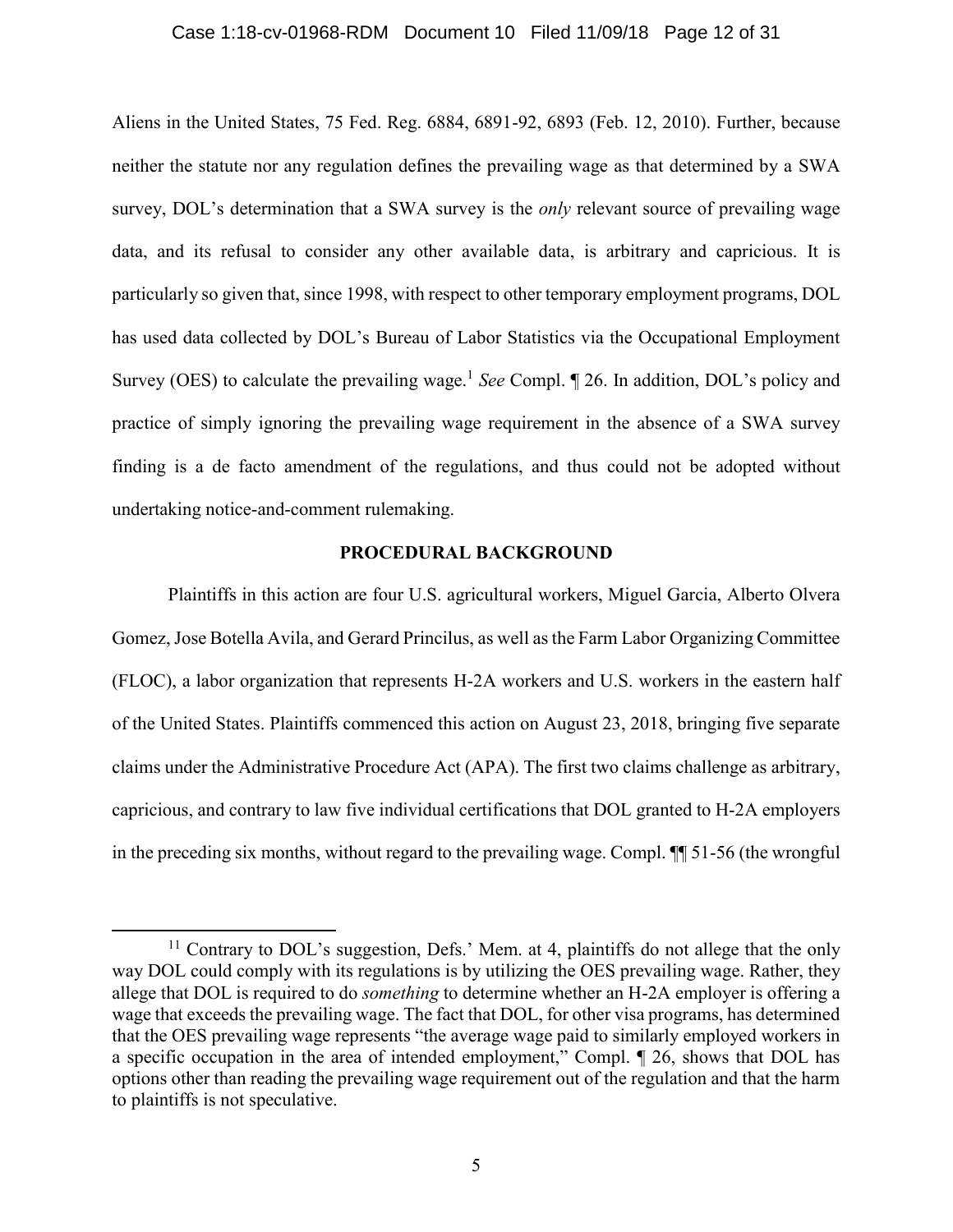Aliens in the United States, 75 Fed. Reg. 6884, 6891-92, 6893 (Feb. 12, 2010). Further, because neither the statute nor any regulation defines the prevailing wage as that determined by a SWA survey, DOL's determination that a SWA survey is the *only* relevant source of prevailing wage data, and its refusal to consider any other available data, is arbitrary and capricious. It is particularly so given that, since 1998, with respect to other temporary employment programs, DOL has used data collected by DOL's Bureau of Labor Statistics via the Occupational Employment Survey (OES) to calculate the prevailing wage.[11] *See* Compl. ¶ 26. In addition, DOL's policy and practice of simply ignoring the prevailing wage requirement in the absence of a SWA survey finding is a de facto amendment of the regulations, and thus could not be adopted without undertaking notice-and-comment rulemaking.

## PROCEDURAL BACKGROUND

Plaintiffs in this action are four U.S. agricultural workers, Miguel Garcia, Alberto Olvera Gomez, Jose Botella Avila, and Gerard Princilus, as well as the Farm Labor Organizing Committee (FLOC), a labor organization that represents H-2A workers and U.S. workers in the eastern half of the United States. Plaintiffs commenced this action on August 23, 2018, bringing five separate claims under the Administrative Procedure Act (APA). The first two claims challenge as arbitrary, capricious, and contrary to law five individual certifications that DOL granted to H-2A employers in the preceding six months, without regard to the prevailing wage. Compl. ¶¶ 51-56 (the wrongful

---

[11] Contrary to DOL's suggestion, Defs.' Mem. at 4, plaintiffs do not allege that the only way DOL could comply with its regulations is by utilizing the OES prevailing wage. Rather, they allege that DOL is required to do *something* to determine whether an H-2A employer is offering a wage that exceeds the prevailing wage. The fact that DOL, for other visa programs, has determined that the OES prevailing wage represents "the average wage paid to similarly employed workers in a specific occupation in the area of intended employment," Compl. ¶ 26, shows that DOL has options other than reading the prevailing wage requirement out of the regulation and that the harm to plaintiffs is not speculative.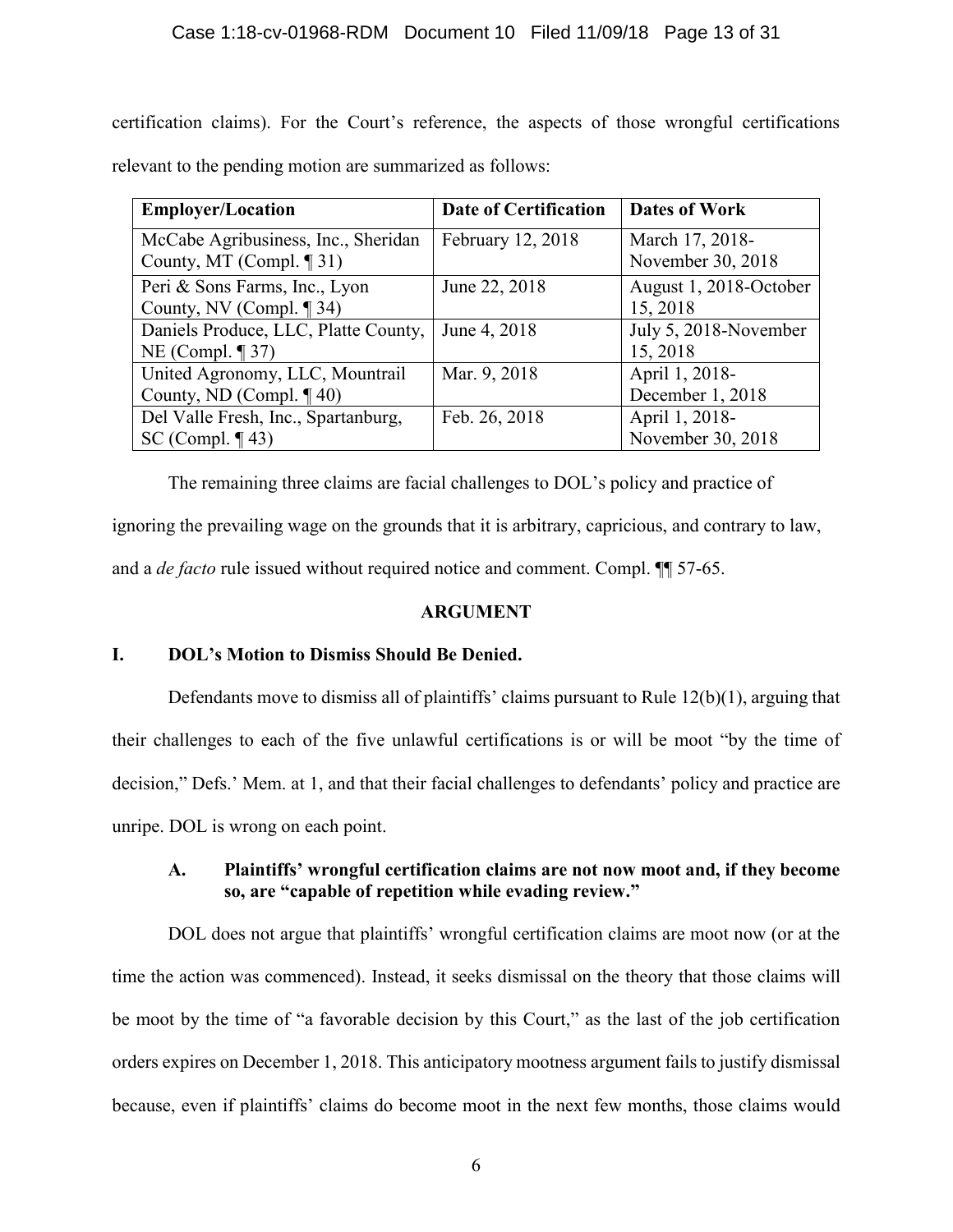certification claims). For the Court's reference, the aspects of those wrongful certifications relevant to the pending motion are summarized as follows:

| Employer/Location | Date of Certification | Dates of Work |
|---|---|---|
| McCabe Agribusiness, Inc., Sheridan County, MT (Compl. ¶ 31) | February 12, 2018 | March 17, 2018-November 30, 2018 |
| Peri & Sons Farms, Inc., Lyon County, NV (Compl. ¶ 34) | June 22, 2018 | August 1, 2018-October 15, 2018 |
| Daniels Produce, LLC, Platte County, NE (Compl. ¶ 37) | June 4, 2018 | July 5, 2018-November 15, 2018 |
| United Agronomy, LLC, Mountrail County, ND (Compl. ¶ 40) | Mar. 9, 2018 | April 1, 2018-December 1, 2018 |
| Del Valle Fresh, Inc., Spartanburg, SC (Compl. ¶ 43) | Feb. 26, 2018 | April 1, 2018-November 30, 2018 |

The remaining three claims are facial challenges to DOL's policy and practice of ignoring the prevailing wage on the grounds that it is arbitrary, capricious, and contrary to law, and a *de facto* rule issued without required notice and comment. Compl. ¶¶ 57-65.

## ARGUMENT

### I. DOL's Motion to Dismiss Should Be Denied.

Defendants move to dismiss all of plaintiffs' claims pursuant to Rule 12(b)(1), arguing that their challenges to each of the five unlawful certifications is or will be moot "by the time of decision," Defs.' Mem. at 1, and that their facial challenges to defendants' policy and practice are unripe. DOL is wrong on each point.

#### A. Plaintiffs' wrongful certification claims are not now moot and, if they become so, are "capable of repetition while evading review."

DOL does not argue that plaintiffs' wrongful certification claims are moot now (or at the time the action was commenced). Instead, it seeks dismissal on the theory that those claims will be moot by the time of "a favorable decision by this Court," as the last of the job certification orders expires on December 1, 2018. This anticipatory mootness argument fails to justify dismissal because, even if plaintiffs' claims do become moot in the next few months, those claims would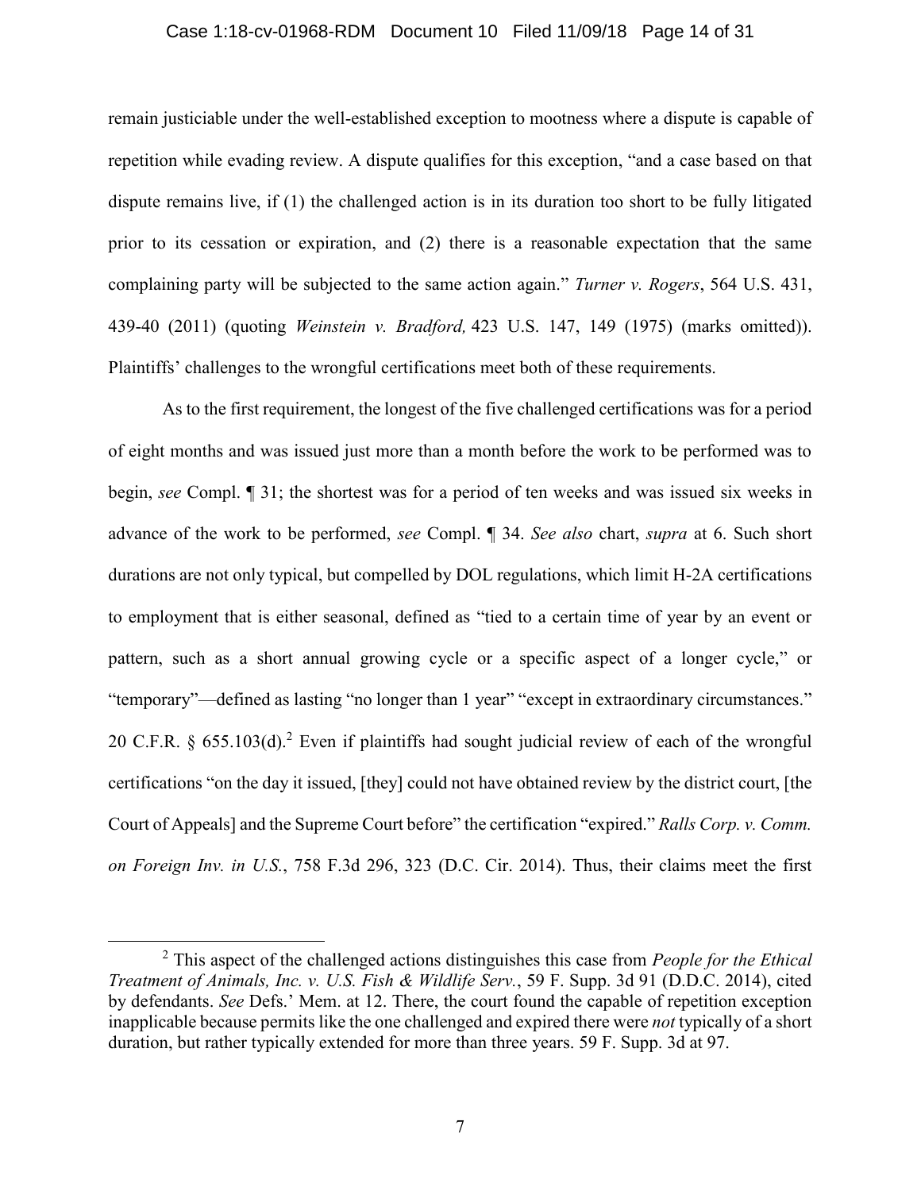remain justiciable under the well-established exception to mootness where a dispute is capable of repetition while evading review. A dispute qualifies for this exception, "and a case based on that dispute remains live, if (1) the challenged action is in its duration too short to be fully litigated prior to its cessation or expiration, and (2) there is a reasonable expectation that the same complaining party will be subjected to the same action again." *Turner v. Rogers*, 564 U.S. 431, 439-40 (2011) (quoting *Weinstein v. Bradford,* 423 U.S. 147, 149 (1975) (marks omitted)). Plaintiffs' challenges to the wrongful certifications meet both of these requirements.

As to the first requirement, the longest of the five challenged certifications was for a period of eight months and was issued just more than a month before the work to be performed was to begin, *see* Compl. ¶ 31; the shortest was for a period of ten weeks and was issued six weeks in advance of the work to be performed, *see* Compl. ¶ 34. *See also* chart, *supra* at 6. Such short durations are not only typical, but compelled by DOL regulations, which limit H-2A certifications to employment that is either seasonal, defined as "tied to a certain time of year by an event or pattern, such as a short annual growing cycle or a specific aspect of a longer cycle," or "temporary"—defined as lasting "no longer than 1 year" "except in extraordinary circumstances." 20 C.F.R. § 655.103(d).[2] Even if plaintiffs had sought judicial review of each of the wrongful certifications "on the day it issued, [they] could not have obtained review by the district court, [the Court of Appeals] and the Supreme Court before" the certification "expired." *Ralls Corp. v. Comm. on Foreign Inv. in U.S.*, 758 F.3d 296, 323 (D.C. Cir. 2014). Thus, their claims meet the first

[2] This aspect of the challenged actions distinguishes this case from *People for the Ethical Treatment of Animals, Inc. v. U.S. Fish & Wildlife Serv.*, 59 F. Supp. 3d 91 (D.D.C. 2014), cited by defendants. *See* Defs.' Mem. at 12. There, the court found the capable of repetition exception inapplicable because permits like the one challenged and expired there were *not* typically of a short duration, but rather typically extended for more than three years. 59 F. Supp. 3d at 97.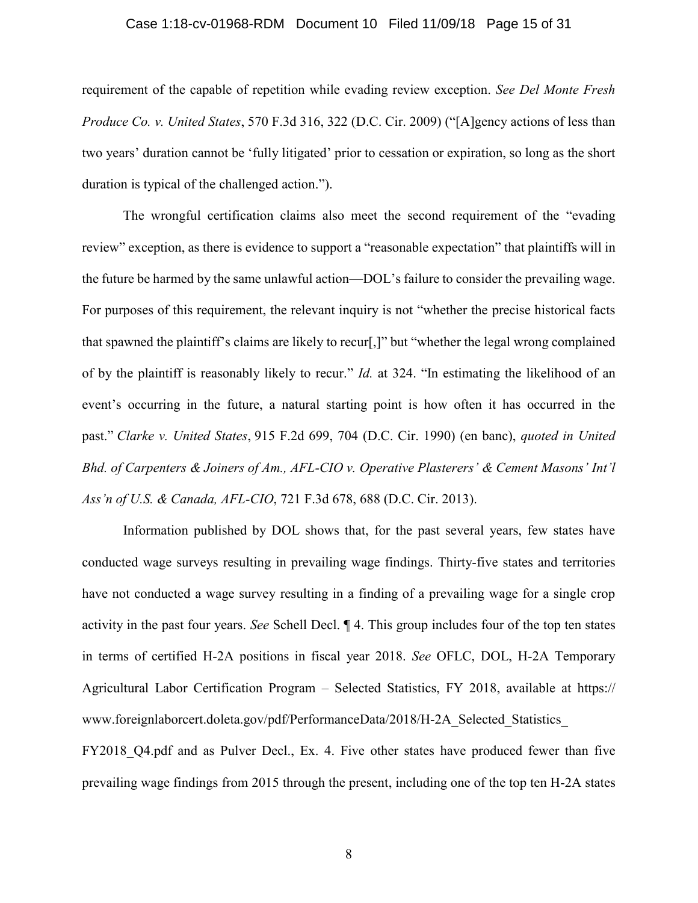requirement of the capable of repetition while evading review exception. *See Del Monte Fresh Produce Co. v. United States*, 570 F.3d 316, 322 (D.C. Cir. 2009) ("[A]gency actions of less than two years' duration cannot be 'fully litigated' prior to cessation or expiration, so long as the short duration is typical of the challenged action.").

The wrongful certification claims also meet the second requirement of the "evading review" exception, as there is evidence to support a "reasonable expectation" that plaintiffs will in the future be harmed by the same unlawful action—DOL's failure to consider the prevailing wage. For purposes of this requirement, the relevant inquiry is not "whether the precise historical facts that spawned the plaintiff's claims are likely to recur[,]" but "whether the legal wrong complained of by the plaintiff is reasonably likely to recur." *Id.* at 324. "In estimating the likelihood of an event's occurring in the future, a natural starting point is how often it has occurred in the past." *Clarke v. United States*, 915 F.2d 699, 704 (D.C. Cir. 1990) (en banc), *quoted in United Bhd. of Carpenters & Joiners of Am., AFL-CIO v. Operative Plasterers' & Cement Masons' Int'l Ass'n of U.S. & Canada, AFL-CIO*, 721 F.3d 678, 688 (D.C. Cir. 2013).

Information published by DOL shows that, for the past several years, few states have conducted wage surveys resulting in prevailing wage findings. Thirty-five states and territories have not conducted a wage survey resulting in a finding of a prevailing wage for a single crop activity in the past four years. *See* Schell Decl. ¶ 4. This group includes four of the top ten states in terms of certified H-2A positions in fiscal year 2018. *See* OFLC, DOL, H-2A Temporary Agricultural Labor Certification Program – Selected Statistics, FY 2018, available at https://www.foreignlaborcert.doleta.gov/pdf/PerformanceData/2018/H-2A_Selected_Statistics_FY2018_Q4.pdf and as Pulver Decl., Ex. 4. Five other states have produced fewer than five prevailing wage findings from 2015 through the present, including one of the top ten H-2A states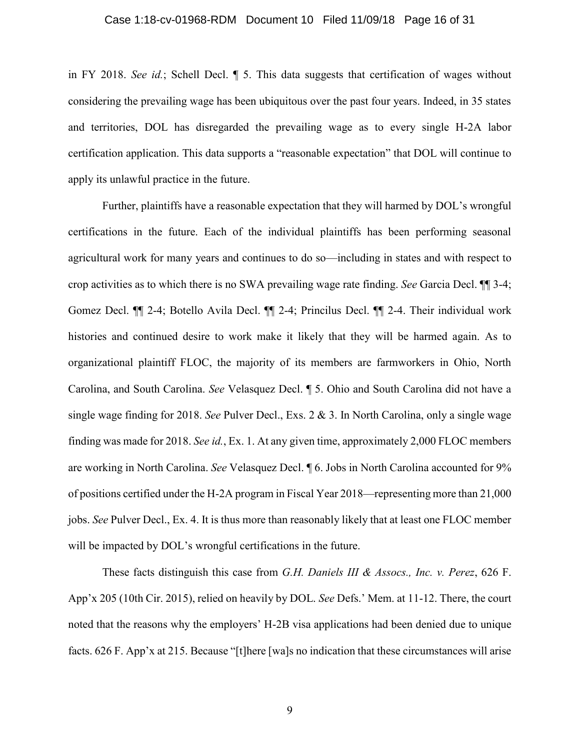in FY 2018. *See id.*; Schell Decl. ¶ 5. This data suggests that certification of wages without considering the prevailing wage has been ubiquitous over the past four years. Indeed, in 35 states and territories, DOL has disregarded the prevailing wage as to every single H-2A labor certification application. This data supports a "reasonable expectation" that DOL will continue to apply its unlawful practice in the future.

Further, plaintiffs have a reasonable expectation that they will harmed by DOL's wrongful certifications in the future. Each of the individual plaintiffs has been performing seasonal agricultural work for many years and continues to do so—including in states and with respect to crop activities as to which there is no SWA prevailing wage rate finding. *See* Garcia Decl. ¶¶ 3-4; Gomez Decl. ¶¶ 2-4; Botello Avila Decl. ¶¶ 2-4; Princilus Decl. ¶¶ 2-4. Their individual work histories and continued desire to work make it likely that they will be harmed again. As to organizational plaintiff FLOC, the majority of its members are farmworkers in Ohio, North Carolina, and South Carolina. *See* Velasquez Decl. ¶ 5. Ohio and South Carolina did not have a single wage finding for 2018. *See* Pulver Decl., Exs. 2 & 3. In North Carolina, only a single wage finding was made for 2018. *See id.*, Ex. 1. At any given time, approximately 2,000 FLOC members are working in North Carolina. *See* Velasquez Decl. ¶ 6. Jobs in North Carolina accounted for 9% of positions certified under the H-2A program in Fiscal Year 2018—representing more than 21,000 jobs. *See* Pulver Decl., Ex. 4. It is thus more than reasonably likely that at least one FLOC member will be impacted by DOL's wrongful certifications in the future.

These facts distinguish this case from *G.H. Daniels III & Assocs., Inc. v. Perez*, 626 F. App'x 205 (10th Cir. 2015), relied on heavily by DOL. *See* Defs.' Mem. at 11-12. There, the court noted that the reasons why the employers' H-2B visa applications had been denied due to unique facts. 626 F. App'x at 215. Because "[t]here [wa]s no indication that these circumstances will arise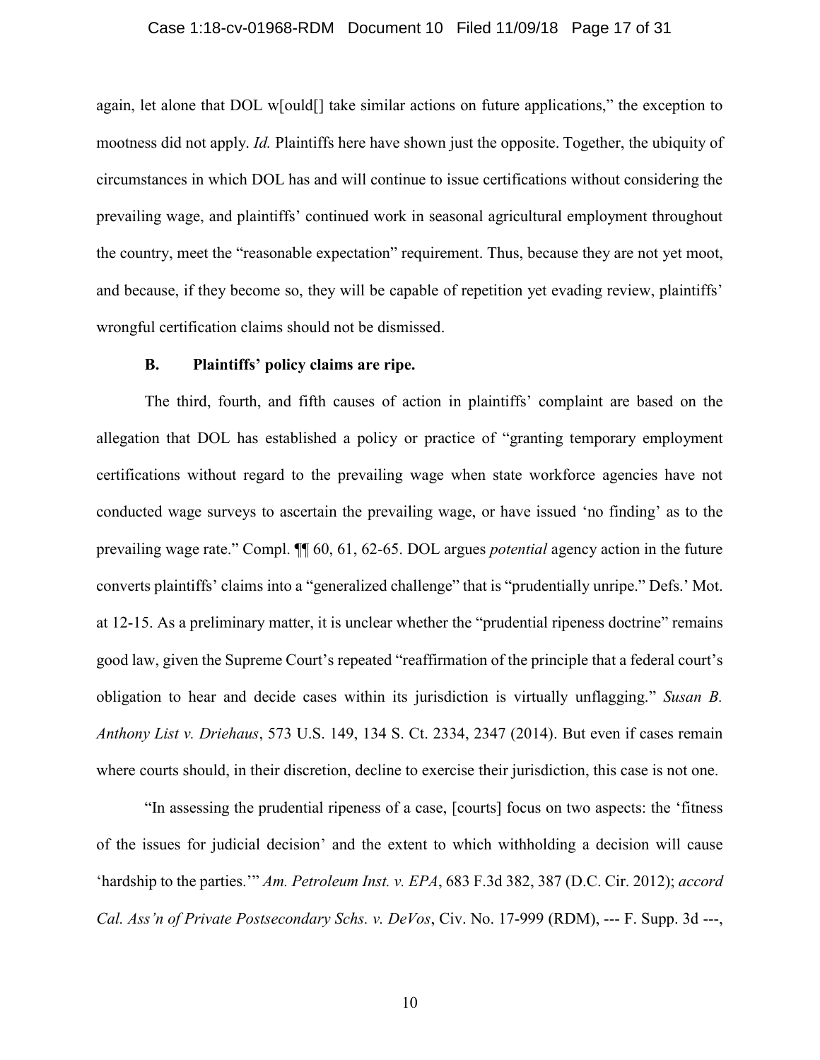again, let alone that DOL w[ould[] take similar actions on future applications," the exception to mootness did not apply. *Id.* Plaintiffs here have shown just the opposite. Together, the ubiquity of circumstances in which DOL has and will continue to issue certifications without considering the prevailing wage, and plaintiffs' continued work in seasonal agricultural employment throughout the country, meet the "reasonable expectation" requirement. Thus, because they are not yet moot, and because, if they become so, they will be capable of repetition yet evading review, plaintiffs' wrongful certification claims should not be dismissed.

**B. Plaintiffs' policy claims are ripe.**

The third, fourth, and fifth causes of action in plaintiffs' complaint are based on the allegation that DOL has established a policy or practice of "granting temporary employment certifications without regard to the prevailing wage when state workforce agencies have not conducted wage surveys to ascertain the prevailing wage, or have issued 'no finding' as to the prevailing wage rate." Compl. ¶¶ 60, 61, 62-65. DOL argues *potential* agency action in the future converts plaintiffs' claims into a "generalized challenge" that is "prudentially unripe." Defs.' Mot. at 12-15. As a preliminary matter, it is unclear whether the "prudential ripeness doctrine" remains good law, given the Supreme Court's repeated "reaffirmation of the principle that a federal court's obligation to hear and decide cases within its jurisdiction is virtually unflagging." *Susan B. Anthony List v. Driehaus*, 573 U.S. 149, 134 S. Ct. 2334, 2347 (2014). But even if cases remain where courts should, in their discretion, decline to exercise their jurisdiction, this case is not one.

"In assessing the prudential ripeness of a case, [courts] focus on two aspects: the 'fitness of the issues for judicial decision' and the extent to which withholding a decision will cause 'hardship to the parties.'" *Am. Petroleum Inst. v. EPA*, 683 F.3d 382, 387 (D.C. Cir. 2012); *accord Cal. Ass'n of Private Postsecondary Schs. v. DeVos*, Civ. No. 17-999 (RDM), --- F. Supp. 3d ---,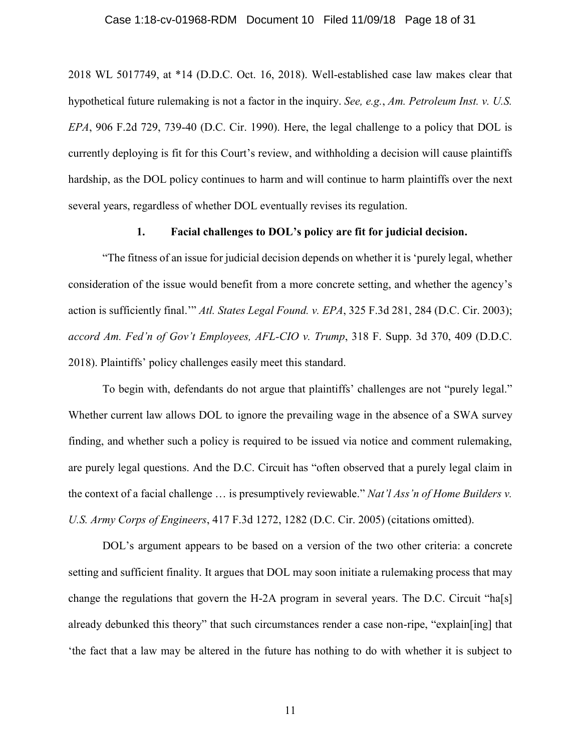2018 WL 5017749, at *14 (D.D.C. Oct. 16, 2018). Well-established case law makes clear that hypothetical future rulemaking is not a factor in the inquiry. *See, e.g.*, *Am. Petroleum Inst. v. U.S. EPA*, 906 F.2d 729, 739-40 (D.C. Cir. 1990). Here, the legal challenge to a policy that DOL is currently deploying is fit for this Court's review, and withholding a decision will cause plaintiffs hardship, as the DOL policy continues to harm and will continue to harm plaintiffs over the next several years, regardless of whether DOL eventually revises its regulation.

### 1. Facial challenges to DOL's policy are fit for judicial decision.

"The fitness of an issue for judicial decision depends on whether it is 'purely legal, whether consideration of the issue would benefit from a more concrete setting, and whether the agency's action is sufficiently final.'" *Atl. States Legal Found. v. EPA*, 325 F.3d 281, 284 (D.C. Cir. 2003); *accord Am. Fed'n of Gov't Employees, AFL-CIO v. Trump*, 318 F. Supp. 3d 370, 409 (D.D.C. 2018). Plaintiffs' policy challenges easily meet this standard.

To begin with, defendants do not argue that plaintiffs' challenges are not "purely legal." Whether current law allows DOL to ignore the prevailing wage in the absence of a SWA survey finding, and whether such a policy is required to be issued via notice and comment rulemaking, are purely legal questions. And the D.C. Circuit has "often observed that a purely legal claim in the context of a facial challenge … is presumptively reviewable." *Nat'l Ass'n of Home Builders v. U.S. Army Corps of Engineers*, 417 F.3d 1272, 1282 (D.C. Cir. 2005) (citations omitted).

DOL's argument appears to be based on a version of the two other criteria: a concrete setting and sufficient finality. It argues that DOL may soon initiate a rulemaking process that may change the regulations that govern the H-2A program in several years. The D.C. Circuit "ha[s] already debunked this theory" that such circumstances render a case non-ripe, "explain[ing] that 'the fact that a law may be altered in the future has nothing to do with whether it is subject to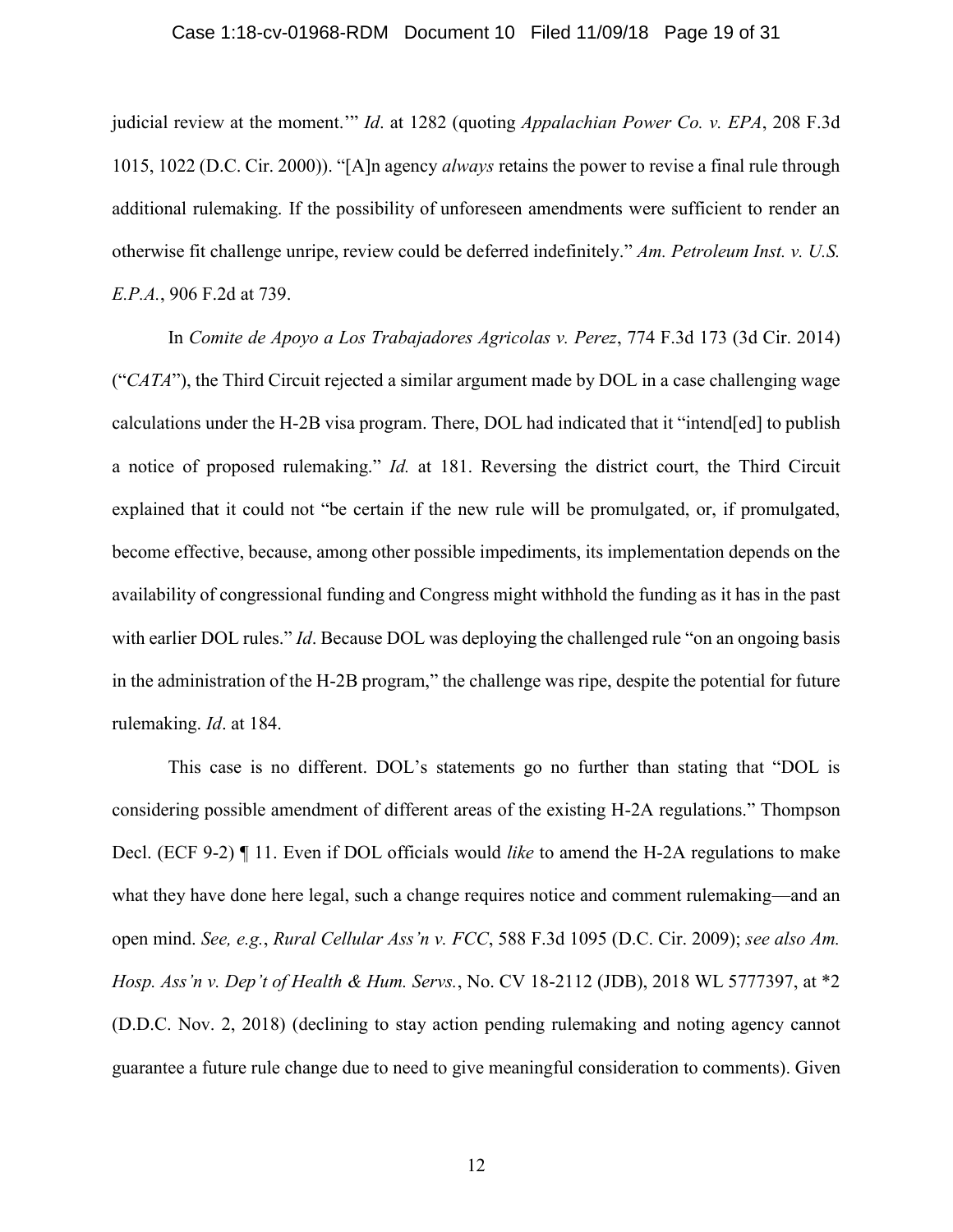judicial review at the moment.'" *Id*. at 1282 (quoting *Appalachian Power Co. v. EPA*, 208 F.3d 1015, 1022 (D.C. Cir. 2000)). "[A]n agency *always* retains the power to revise a final rule through additional rulemaking. If the possibility of unforeseen amendments were sufficient to render an otherwise fit challenge unripe, review could be deferred indefinitely." *Am. Petroleum Inst. v. U.S. E.P.A.*, 906 F.2d at 739.

In *Comite de Apoyo a Los Trabajadores Agricolas v. Perez*, 774 F.3d 173 (3d Cir. 2014) ("*CATA*"), the Third Circuit rejected a similar argument made by DOL in a case challenging wage calculations under the H-2B visa program. There, DOL had indicated that it "intend[ed] to publish a notice of proposed rulemaking." *Id.* at 181. Reversing the district court, the Third Circuit explained that it could not "be certain if the new rule will be promulgated, or, if promulgated, become effective, because, among other possible impediments, its implementation depends on the availability of congressional funding and Congress might withhold the funding as it has in the past with earlier DOL rules." *Id*. Because DOL was deploying the challenged rule "on an ongoing basis in the administration of the H-2B program," the challenge was ripe, despite the potential for future rulemaking. *Id*. at 184.

This case is no different. DOL's statements go no further than stating that "DOL is considering possible amendment of different areas of the existing H-2A regulations." Thompson Decl. (ECF 9-2) ¶ 11. Even if DOL officials would *like* to amend the H-2A regulations to make what they have done here legal, such a change requires notice and comment rulemaking—and an open mind. *See, e.g.*, *Rural Cellular Ass'n v. FCC*, 588 F.3d 1095 (D.C. Cir. 2009); *see also Am. Hosp. Ass'n v. Dep't of Health & Hum. Servs.*, No. CV 18-2112 (JDB), 2018 WL 5777397, at *2 (D.D.C. Nov. 2, 2018) (declining to stay action pending rulemaking and noting agency cannot guarantee a future rule change due to need to give meaningful consideration to comments). Given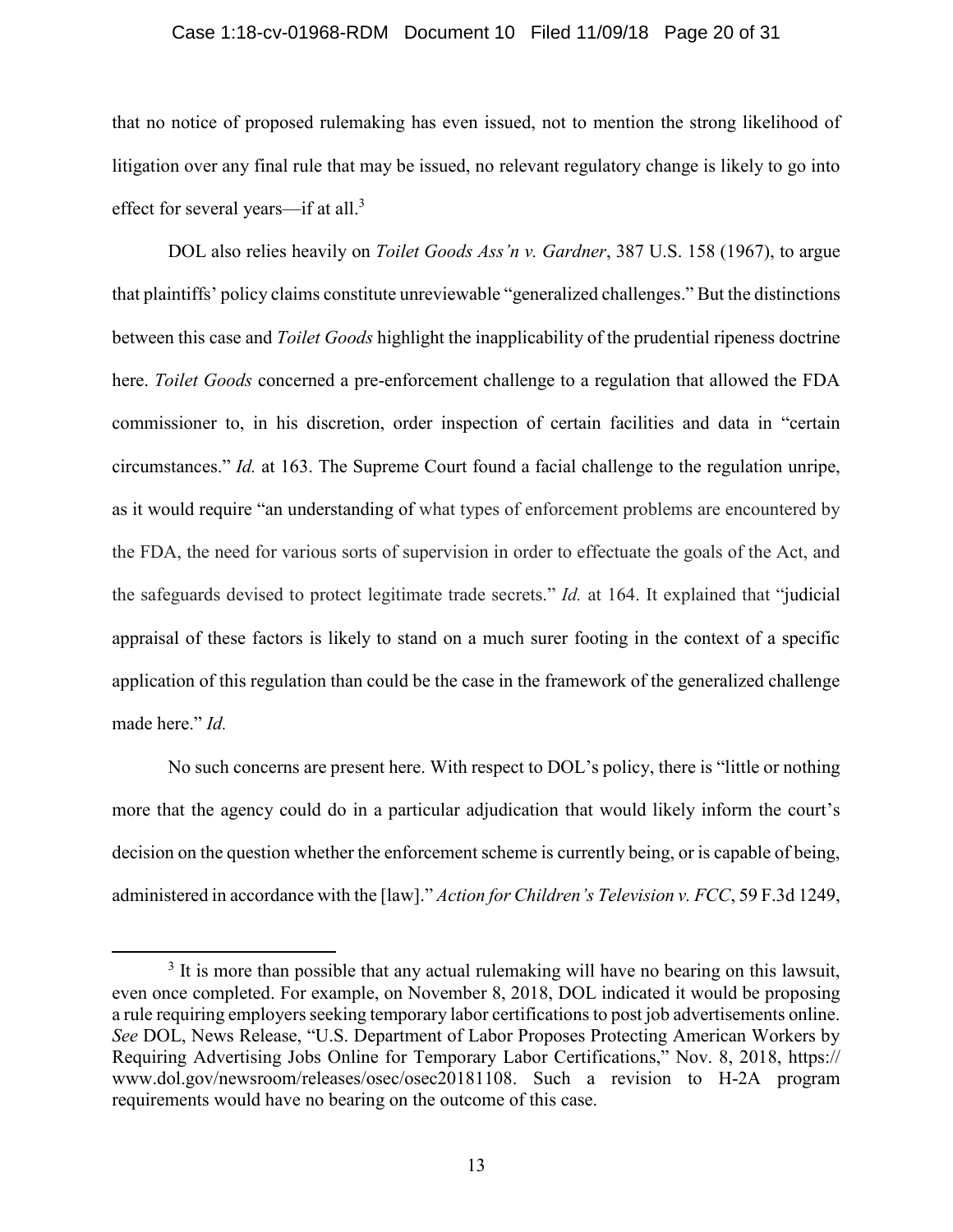that no notice of proposed rulemaking has even issued, not to mention the strong likelihood of litigation over any final rule that may be issued, no relevant regulatory change is likely to go into effect for several years—if at all.[3]

DOL also relies heavily on *Toilet Goods Ass'n v. Gardner*, 387 U.S. 158 (1967), to argue that plaintiffs' policy claims constitute unreviewable "generalized challenges." But the distinctions between this case and *Toilet Goods* highlight the inapplicability of the prudential ripeness doctrine here. *Toilet Goods* concerned a pre-enforcement challenge to a regulation that allowed the FDA commissioner to, in his discretion, order inspection of certain facilities and data in "certain circumstances." *Id.* at 163. The Supreme Court found a facial challenge to the regulation unripe, as it would require "an understanding of what types of enforcement problems are encountered by the FDA, the need for various sorts of supervision in order to effectuate the goals of the Act, and the safeguards devised to protect legitimate trade secrets." *Id.* at 164. It explained that "judicial appraisal of these factors is likely to stand on a much surer footing in the context of a specific application of this regulation than could be the case in the framework of the generalized challenge made here." *Id.*

No such concerns are present here. With respect to DOL's policy, there is "little or nothing more that the agency could do in a particular adjudication that would likely inform the court's decision on the question whether the enforcement scheme is currently being, or is capable of being, administered in accordance with the [law]." *Action for Children's Television v. FCC*, 59 F.3d 1249,

---

[3] It is more than possible that any actual rulemaking will have no bearing on this lawsuit, even once completed. For example, on November 8, 2018, DOL indicated it would be proposing a rule requiring employers seeking temporary labor certifications to post job advertisements online. *See* DOL, News Release, "U.S. Department of Labor Proposes Protecting American Workers by Requiring Advertising Jobs Online for Temporary Labor Certifications," Nov. 8, 2018, https://www.dol.gov/newsroom/releases/osec/osec20181108. Such a revision to H-2A program requirements would have no bearing on the outcome of this case.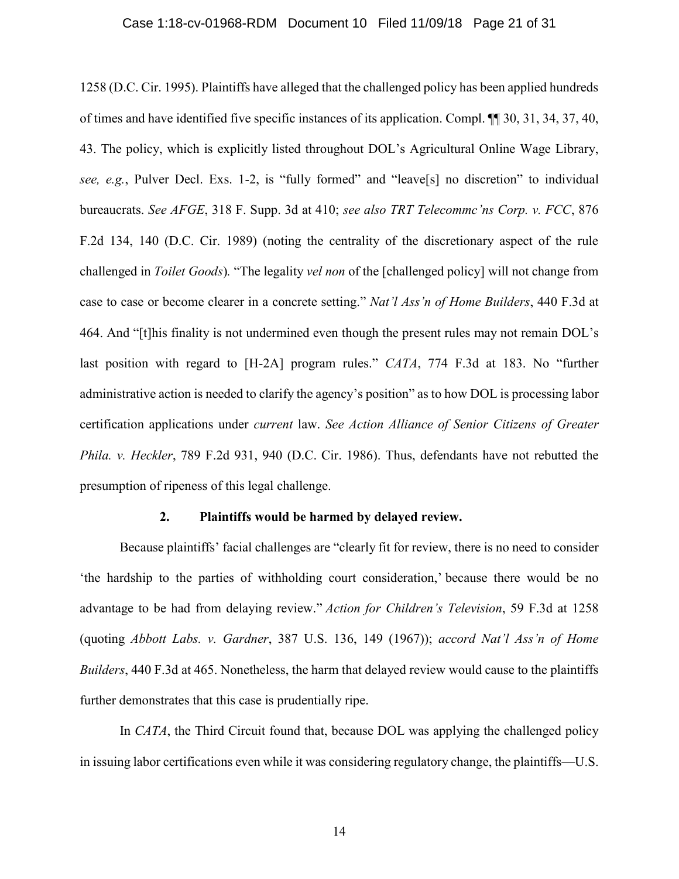1258 (D.C. Cir. 1995). Plaintiffs have alleged that the challenged policy has been applied hundreds of times and have identified five specific instances of its application. Compl. ¶¶ 30, 31, 34, 37, 40, 43. The policy, which is explicitly listed throughout DOL's Agricultural Online Wage Library, *see, e.g.*, Pulver Decl. Exs. 1-2, is "fully formed" and "leave[s] no discretion" to individual bureaucrats. *See AFGE*, 318 F. Supp. 3d at 410; *see also TRT Telecommc'ns Corp. v. FCC*, 876 F.2d 134, 140 (D.C. Cir. 1989) (noting the centrality of the discretionary aspect of the rule challenged in *Toilet Goods*). "The legality *vel non* of the [challenged policy] will not change from case to case or become clearer in a concrete setting." *Nat'l Ass'n of Home Builders*, 440 F.3d at 464. And "[t]his finality is not undermined even though the present rules may not remain DOL's last position with regard to [H-2A] program rules." *CATA*, 774 F.3d at 183. No "further administrative action is needed to clarify the agency's position" as to how DOL is processing labor certification applications under *current* law. *See Action Alliance of Senior Citizens of Greater Phila. v. Heckler*, 789 F.2d 931, 940 (D.C. Cir. 1986). Thus, defendants have not rebutted the presumption of ripeness of this legal challenge.

**2. Plaintiffs would be harmed by delayed review.**

Because plaintiffs' facial challenges are "clearly fit for review, there is no need to consider 'the hardship to the parties of withholding court consideration,' because there would be no advantage to be had from delaying review." *Action for Children's Television*, 59 F.3d at 1258 (quoting *Abbott Labs. v. Gardner*, 387 U.S. 136, 149 (1967)); *accord Nat'l Ass'n of Home Builders*, 440 F.3d at 465. Nonetheless, the harm that delayed review would cause to the plaintiffs further demonstrates that this case is prudentially ripe.

In *CATA*, the Third Circuit found that, because DOL was applying the challenged policy in issuing labor certifications even while it was considering regulatory change, the plaintiffs—U.S.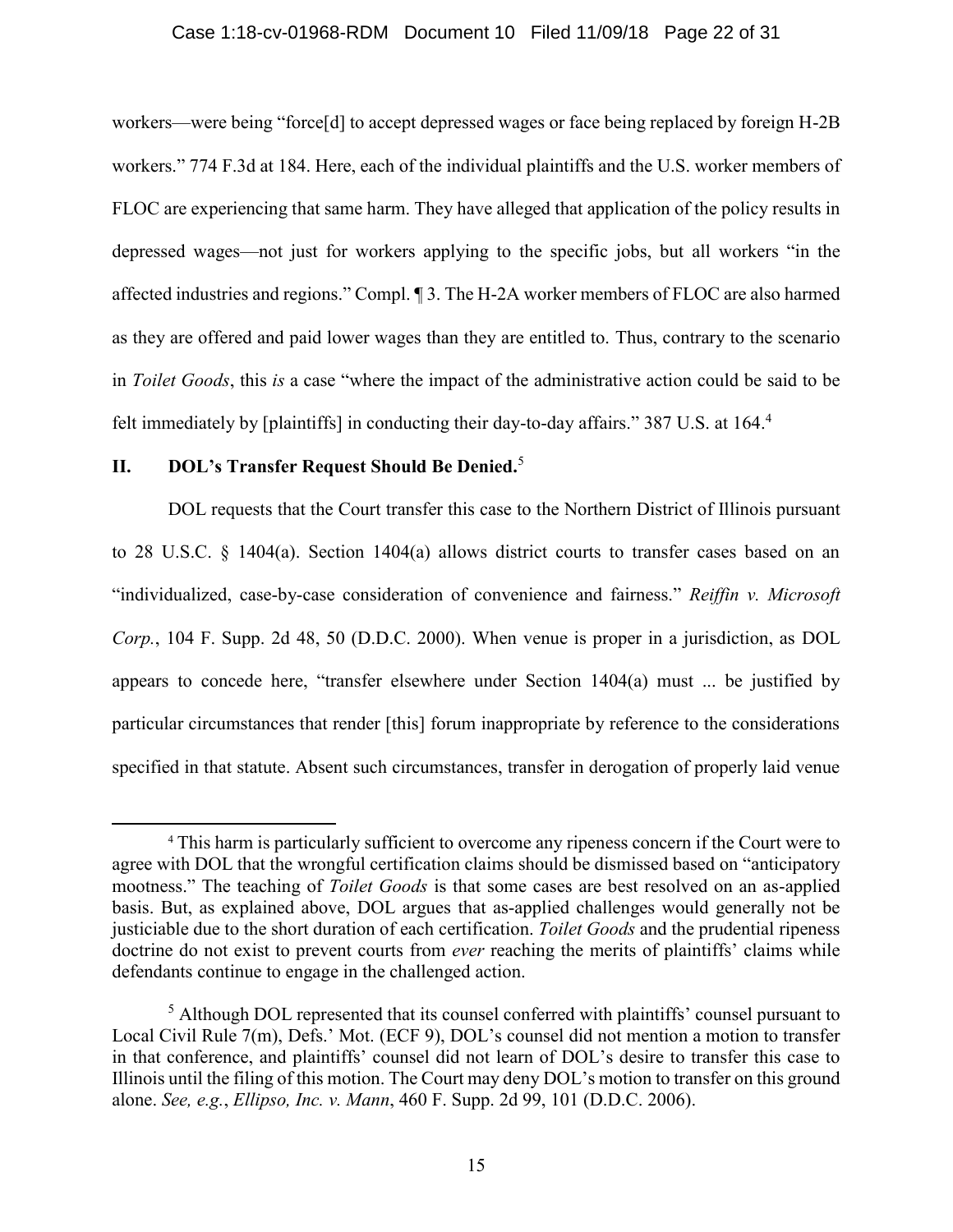workers—were being "force[d] to accept depressed wages or face being replaced by foreign H-2B workers." 774 F.3d at 184. Here, each of the individual plaintiffs and the U.S. worker members of FLOC are experiencing that same harm. They have alleged that application of the policy results in depressed wages—not just for workers applying to the specific jobs, but all workers "in the affected industries and regions." Compl. ¶ 3. The H-2A worker members of FLOC are also harmed as they are offered and paid lower wages than they are entitled to. Thus, contrary to the scenario in *Toilet Goods*, this *is* a case "where the impact of the administrative action could be said to be felt immediately by [plaintiffs] in conducting their day-to-day affairs." 387 U.S. at 164.[4]

## II. DOL's Transfer Request Should Be Denied.[5]

DOL requests that the Court transfer this case to the Northern District of Illinois pursuant to 28 U.S.C. § 1404(a). Section 1404(a) allows district courts to transfer cases based on an "individualized, case-by-case consideration of convenience and fairness." *Reiffin v. Microsoft Corp.*, 104 F. Supp. 2d 48, 50 (D.D.C. 2000). When venue is proper in a jurisdiction, as DOL appears to concede here, "transfer elsewhere under Section 1404(a) must ... be justified by particular circumstances that render [this] forum inappropriate by reference to the considerations specified in that statute. Absent such circumstances, transfer in derogation of properly laid venue

---

[4] This harm is particularly sufficient to overcome any ripeness concern if the Court were to agree with DOL that the wrongful certification claims should be dismissed based on "anticipatory mootness." The teaching of *Toilet Goods* is that some cases are best resolved on an as-applied basis. But, as explained above, DOL argues that as-applied challenges would generally not be justiciable due to the short duration of each certification. *Toilet Goods* and the prudential ripeness doctrine do not exist to prevent courts from *ever* reaching the merits of plaintiffs' claims while defendants continue to engage in the challenged action.

[5] Although DOL represented that its counsel conferred with plaintiffs' counsel pursuant to Local Civil Rule 7(m), Defs.' Mot. (ECF 9), DOL's counsel did not mention a motion to transfer in that conference, and plaintiffs' counsel did not learn of DOL's desire to transfer this case to Illinois until the filing of this motion. The Court may deny DOL's motion to transfer on this ground alone. *See, e.g.*, *Ellipso, Inc. v. Mann*, 460 F. Supp. 2d 99, 101 (D.D.C. 2006).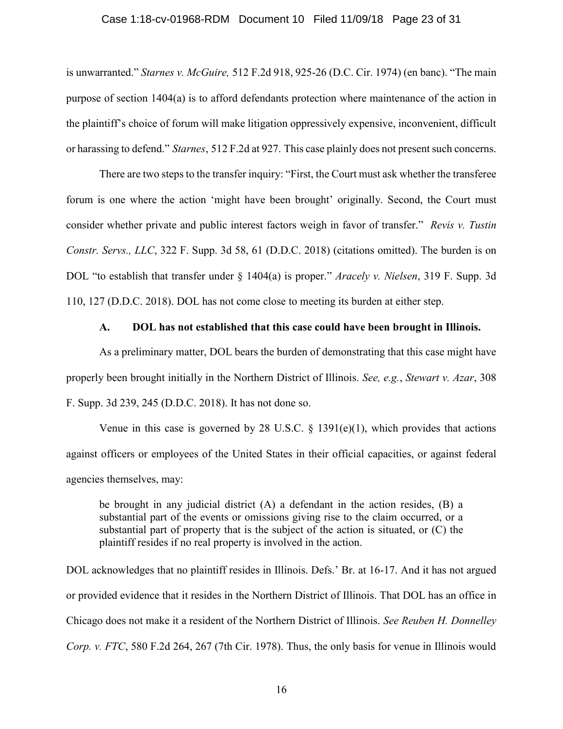is unwarranted." *Starnes v. McGuire,* 512 F.2d 918, 925-26 (D.C. Cir. 1974) (en banc). "The main purpose of section 1404(a) is to afford defendants protection where maintenance of the action in the plaintiff's choice of forum will make litigation oppressively expensive, inconvenient, difficult or harassing to defend." *Starnes*, 512 F.2d at 927. This case plainly does not present such concerns.

There are two steps to the transfer inquiry: "First, the Court must ask whether the transferee forum is one where the action 'might have been brought' originally. Second, the Court must consider whether private and public interest factors weigh in favor of transfer." *Revis v. Tustin Constr. Servs., LLC*, 322 F. Supp. 3d 58, 61 (D.D.C. 2018) (citations omitted). The burden is on DOL "to establish that transfer under § 1404(a) is proper." *Aracely v. Nielsen*, 319 F. Supp. 3d 110, 127 (D.D.C. 2018). DOL has not come close to meeting its burden at either step.

### A. DOL has not established that this case could have been brought in Illinois.

As a preliminary matter, DOL bears the burden of demonstrating that this case might have properly been brought initially in the Northern District of Illinois. *See, e.g.*, *Stewart v. Azar*, 308 F. Supp. 3d 239, 245 (D.D.C. 2018). It has not done so.

Venue in this case is governed by 28 U.S.C. § 1391(e)(1), which provides that actions against officers or employees of the United States in their official capacities, or against federal agencies themselves, may:

> be brought in any judicial district (A) a defendant in the action resides, (B) a substantial part of the events or omissions giving rise to the claim occurred, or a substantial part of property that is the subject of the action is situated, or (C) the plaintiff resides if no real property is involved in the action.

DOL acknowledges that no plaintiff resides in Illinois. Defs.' Br. at 16-17. And it has not argued or provided evidence that it resides in the Northern District of Illinois. That DOL has an office in Chicago does not make it a resident of the Northern District of Illinois. *See Reuben H. Donnelley Corp. v. FTC*, 580 F.2d 264, 267 (7th Cir. 1978). Thus, the only basis for venue in Illinois would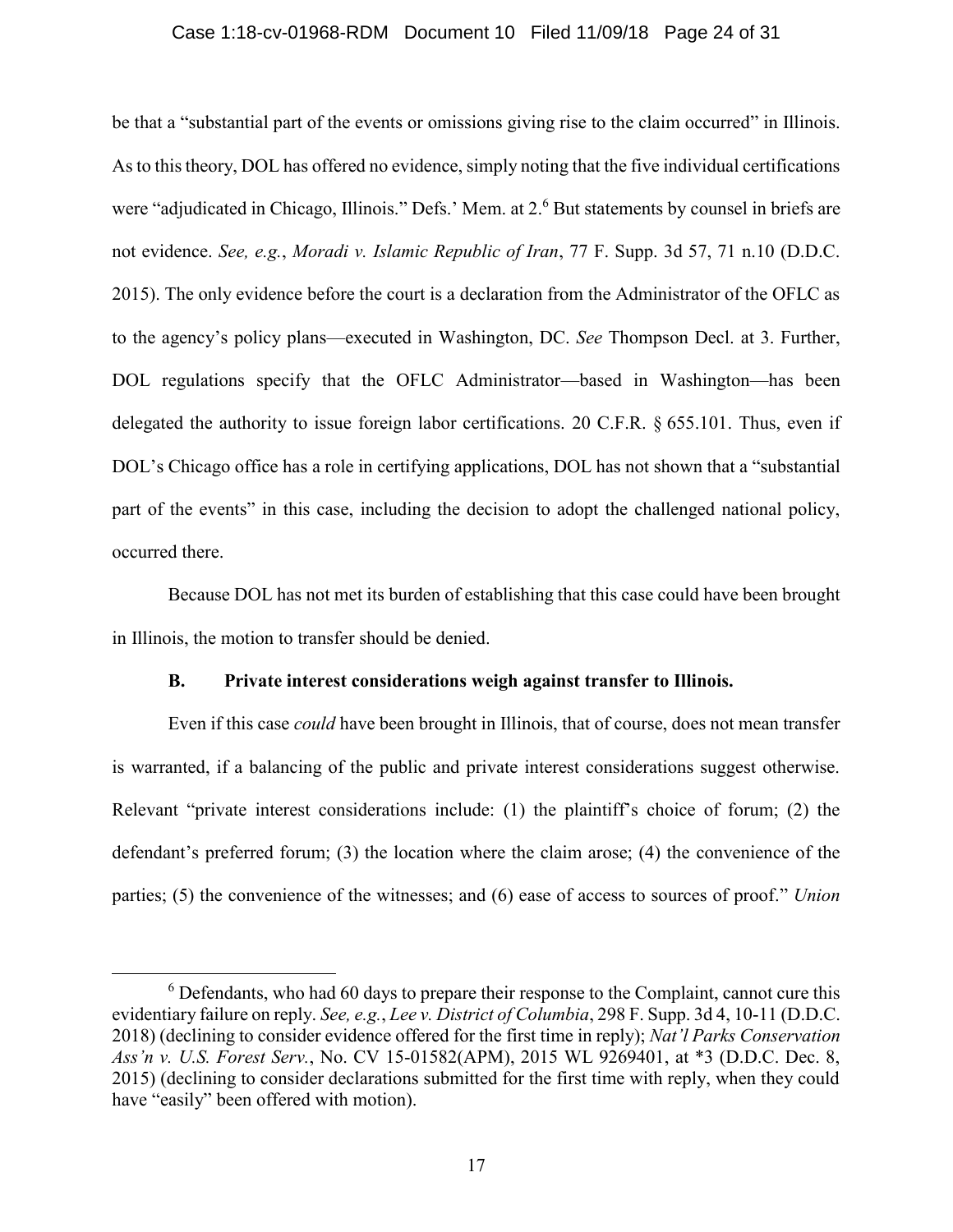be that a "substantial part of the events or omissions giving rise to the claim occurred" in Illinois. As to this theory, DOL has offered no evidence, simply noting that the five individual certifications were "adjudicated in Chicago, Illinois." Defs.' Mem. at 2.[6] But statements by counsel in briefs are not evidence. *See, e.g.*, *Moradi v. Islamic Republic of Iran*, 77 F. Supp. 3d 57, 71 n.10 (D.D.C. 2015). The only evidence before the court is a declaration from the Administrator of the OFLC as to the agency's policy plans—executed in Washington, DC. *See* Thompson Decl. at 3. Further, DOL regulations specify that the OFLC Administrator—based in Washington—has been delegated the authority to issue foreign labor certifications. 20 C.F.R. § 655.101. Thus, even if DOL's Chicago office has a role in certifying applications, DOL has not shown that a "substantial part of the events" in this case, including the decision to adopt the challenged national policy, occurred there.

Because DOL has not met its burden of establishing that this case could have been brought in Illinois, the motion to transfer should be denied.

### B. Private interest considerations weigh against transfer to Illinois.

Even if this case *could* have been brought in Illinois, that of course, does not mean transfer is warranted, if a balancing of the public and private interest considerations suggest otherwise. Relevant "private interest considerations include: (1) the plaintiff's choice of forum; (2) the defendant's preferred forum; (3) the location where the claim arose; (4) the convenience of the parties; (5) the convenience of the witnesses; and (6) ease of access to sources of proof." *Union*

---

[6] Defendants, who had 60 days to prepare their response to the Complaint, cannot cure this evidentiary failure on reply. *See, e.g.*, *Lee v. District of Columbia*, 298 F. Supp. 3d 4, 10-11 (D.D.C. 2018) (declining to consider evidence offered for the first time in reply); *Nat'l Parks Conservation Ass'n v. U.S. Forest Serv.*, No. CV 15-01582(APM), 2015 WL 9269401, at *3 (D.D.C. Dec. 8, 2015) (declining to consider declarations submitted for the first time with reply, when they could have "easily" been offered with motion).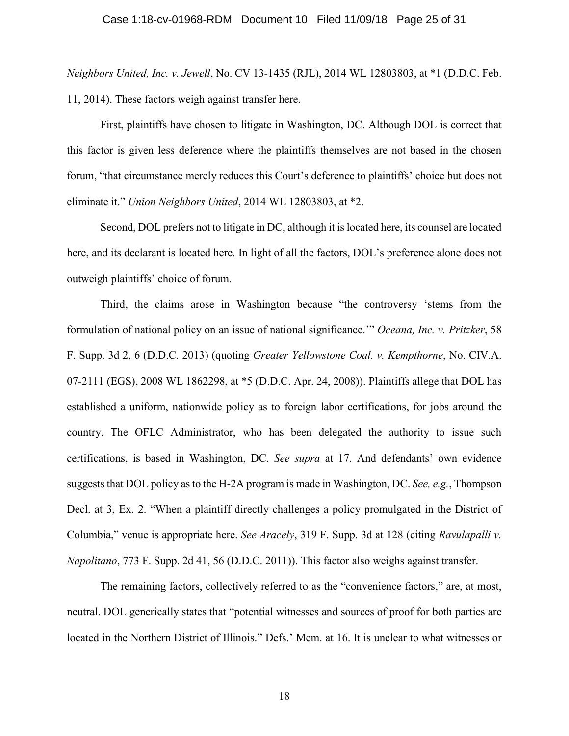*Neighbors United, Inc. v. Jewell*, No. CV 13-1435 (RJL), 2014 WL 12803803, at *1 (D.D.C. Feb. 11, 2014). These factors weigh against transfer here.

First, plaintiffs have chosen to litigate in Washington, DC. Although DOL is correct that this factor is given less deference where the plaintiffs themselves are not based in the chosen forum, "that circumstance merely reduces this Court's deference to plaintiffs' choice but does not eliminate it." *Union Neighbors United*, 2014 WL 12803803, at *2.

Second, DOL prefers not to litigate in DC, although it is located here, its counsel are located here, and its declarant is located here. In light of all the factors, DOL's preference alone does not outweigh plaintiffs' choice of forum.

Third, the claims arose in Washington because "the controversy 'stems from the formulation of national policy on an issue of national significance.'" *Oceana, Inc. v. Pritzker*, 58 F. Supp. 3d 2, 6 (D.D.C. 2013) (quoting *Greater Yellowstone Coal. v. Kempthorne*, No. CIV.A. 07-2111 (EGS), 2008 WL 1862298, at *5 (D.D.C. Apr. 24, 2008)). Plaintiffs allege that DOL has established a uniform, nationwide policy as to foreign labor certifications, for jobs around the country. The OFLC Administrator, who has been delegated the authority to issue such certifications, is based in Washington, DC. *See supra* at 17. And defendants' own evidence suggests that DOL policy as to the H-2A program is made in Washington, DC. *See, e.g.*, Thompson Decl. at 3, Ex. 2. "When a plaintiff directly challenges a policy promulgated in the District of Columbia," venue is appropriate here. *See Aracely*, 319 F. Supp. 3d at 128 (citing *Ravulapalli v. Napolitano*, 773 F. Supp. 2d 41, 56 (D.D.C. 2011)). This factor also weighs against transfer.

The remaining factors, collectively referred to as the "convenience factors," are, at most, neutral. DOL generically states that "potential witnesses and sources of proof for both parties are located in the Northern District of Illinois." Defs.' Mem. at 16. It is unclear to what witnesses or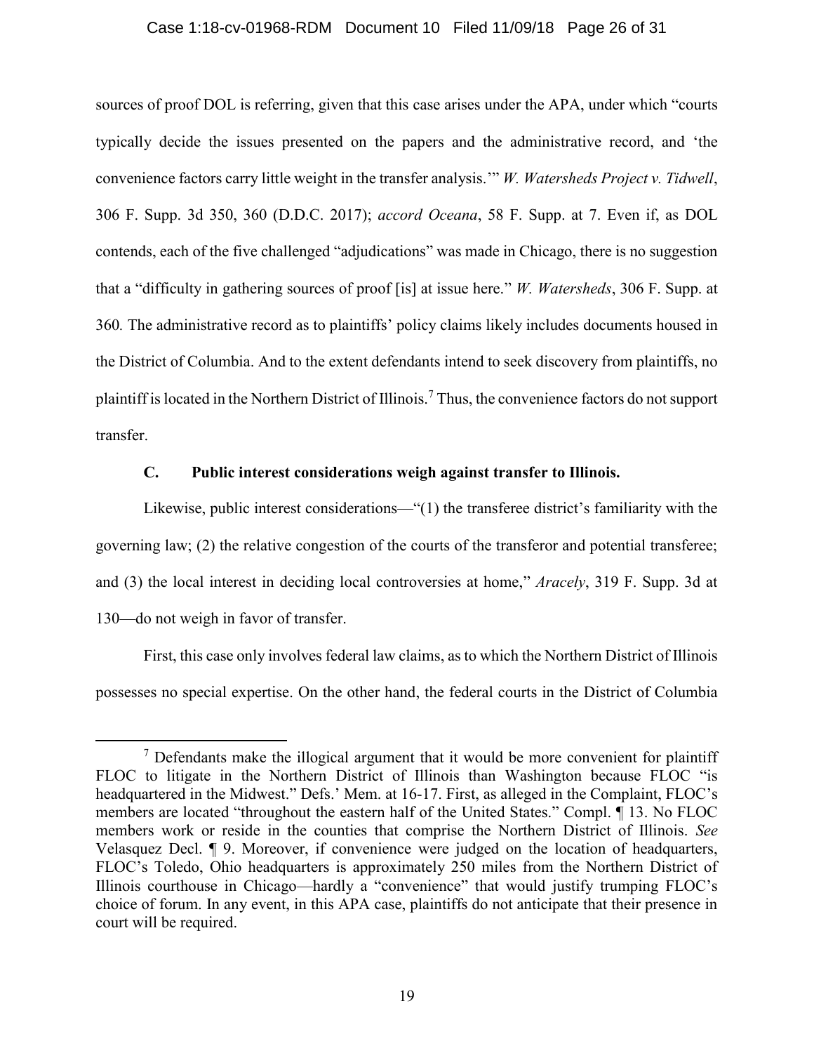sources of proof DOL is referring, given that this case arises under the APA, under which "courts typically decide the issues presented on the papers and the administrative record, and 'the convenience factors carry little weight in the transfer analysis.'" *W. Watersheds Project v. Tidwell*, 306 F. Supp. 3d 350, 360 (D.D.C. 2017); *accord Oceana*, 58 F. Supp. at 7. Even if, as DOL contends, each of the five challenged "adjudications" was made in Chicago, there is no suggestion that a "difficulty in gathering sources of proof [is] at issue here." *W. Watersheds*, 306 F. Supp. at 360. The administrative record as to plaintiffs' policy claims likely includes documents housed in the District of Columbia. And to the extent defendants intend to seek discovery from plaintiffs, no plaintiff is located in the Northern District of Illinois.[7] Thus, the convenience factors do not support transfer.

### C. Public interest considerations weigh against transfer to Illinois.

Likewise, public interest considerations—"(1) the transferee district's familiarity with the governing law; (2) the relative congestion of the courts of the transferor and potential transferee; and (3) the local interest in deciding local controversies at home," *Aracely*, 319 F. Supp. 3d at 130—do not weigh in favor of transfer.

First, this case only involves federal law claims, as to which the Northern District of Illinois possesses no special expertise. On the other hand, the federal courts in the District of Columbia

---

[7] Defendants make the illogical argument that it would be more convenient for plaintiff FLOC to litigate in the Northern District of Illinois than Washington because FLOC "is headquartered in the Midwest." Defs.' Mem. at 16-17. First, as alleged in the Complaint, FLOC's members are located "throughout the eastern half of the United States." Compl. ¶ 13. No FLOC members work or reside in the counties that comprise the Northern District of Illinois. *See* Velasquez Decl. ¶ 9. Moreover, if convenience were judged on the location of headquarters, FLOC's Toledo, Ohio headquarters is approximately 250 miles from the Northern District of Illinois courthouse in Chicago—hardly a "convenience" that would justify trumping FLOC's choice of forum. In any event, in this APA case, plaintiffs do not anticipate that their presence in court will be required.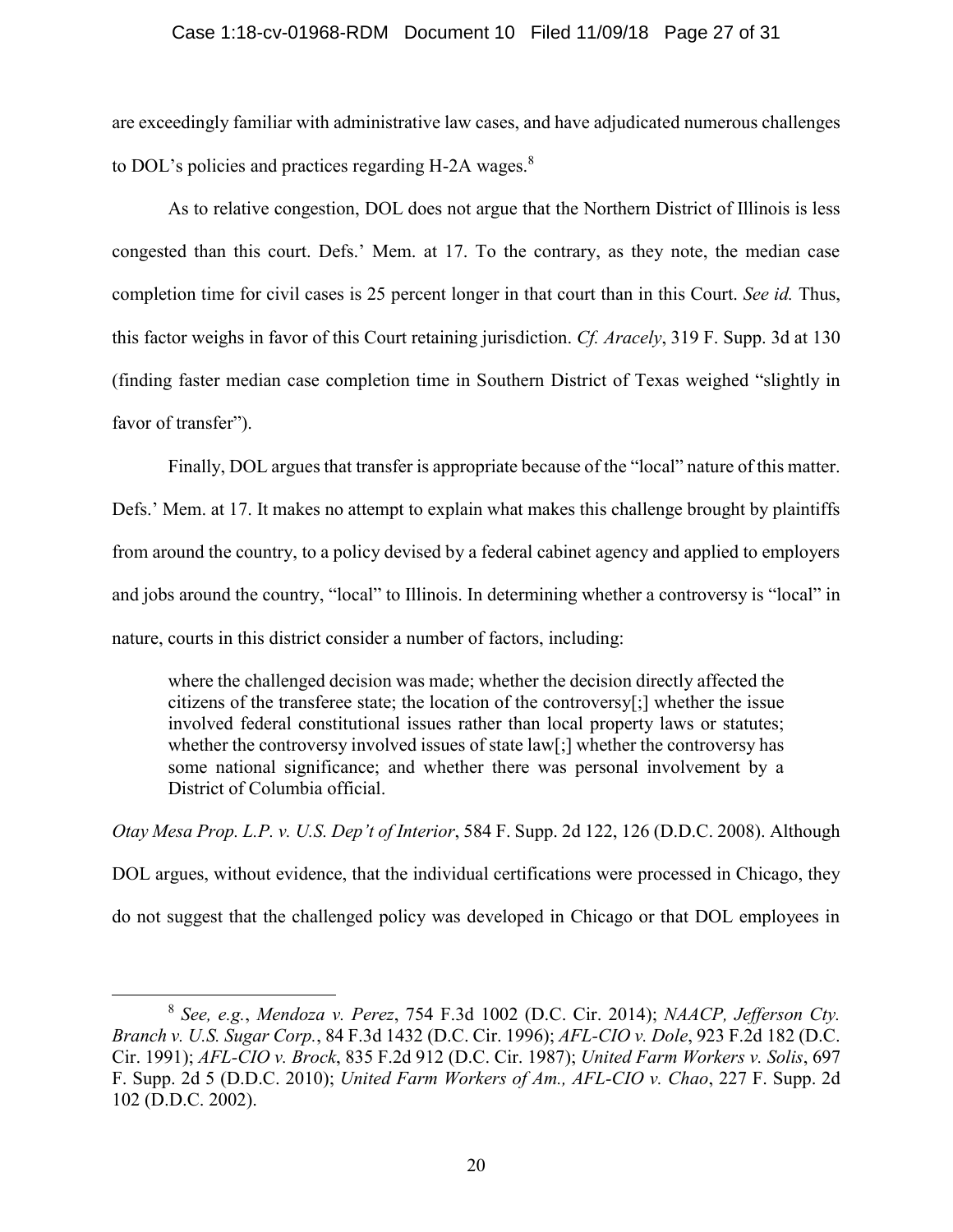are exceedingly familiar with administrative law cases, and have adjudicated numerous challenges to DOL's policies and practices regarding H-2A wages.[8]

As to relative congestion, DOL does not argue that the Northern District of Illinois is less congested than this court. Defs.' Mem. at 17. To the contrary, as they note, the median case completion time for civil cases is 25 percent longer in that court than in this Court. *See id.* Thus, this factor weighs in favor of this Court retaining jurisdiction. *Cf. Aracely*, 319 F. Supp. 3d at 130 (finding faster median case completion time in Southern District of Texas weighed "slightly in favor of transfer").

Finally, DOL argues that transfer is appropriate because of the "local" nature of this matter. Defs.' Mem. at 17. It makes no attempt to explain what makes this challenge brought by plaintiffs from around the country, to a policy devised by a federal cabinet agency and applied to employers and jobs around the country, "local" to Illinois. In determining whether a controversy is "local" in nature, courts in this district consider a number of factors, including:

> where the challenged decision was made; whether the decision directly affected the citizens of the transferee state; the location of the controversy[;] whether the issue involved federal constitutional issues rather than local property laws or statutes; whether the controversy involved issues of state law[;] whether the controversy has some national significance; and whether there was personal involvement by a District of Columbia official.

*Otay Mesa Prop. L.P. v. U.S. Dep't of Interior*, 584 F. Supp. 2d 122, 126 (D.D.C. 2008). Although DOL argues, without evidence, that the individual certifications were processed in Chicago, they do not suggest that the challenged policy was developed in Chicago or that DOL employees in

---

[8] *See, e.g.*, *Mendoza v. Perez*, 754 F.3d 1002 (D.C. Cir. 2014); *NAACP, Jefferson Cty. Branch v. U.S. Sugar Corp.*, 84 F.3d 1432 (D.C. Cir. 1996); *AFL-CIO v. Dole*, 923 F.2d 182 (D.C. Cir. 1991); *AFL-CIO v. Brock*, 835 F.2d 912 (D.C. Cir. 1987); *United Farm Workers v. Solis*, 697 F. Supp. 2d 5 (D.D.C. 2010); *United Farm Workers of Am., AFL-CIO v. Chao*, 227 F. Supp. 2d 102 (D.D.C. 2002).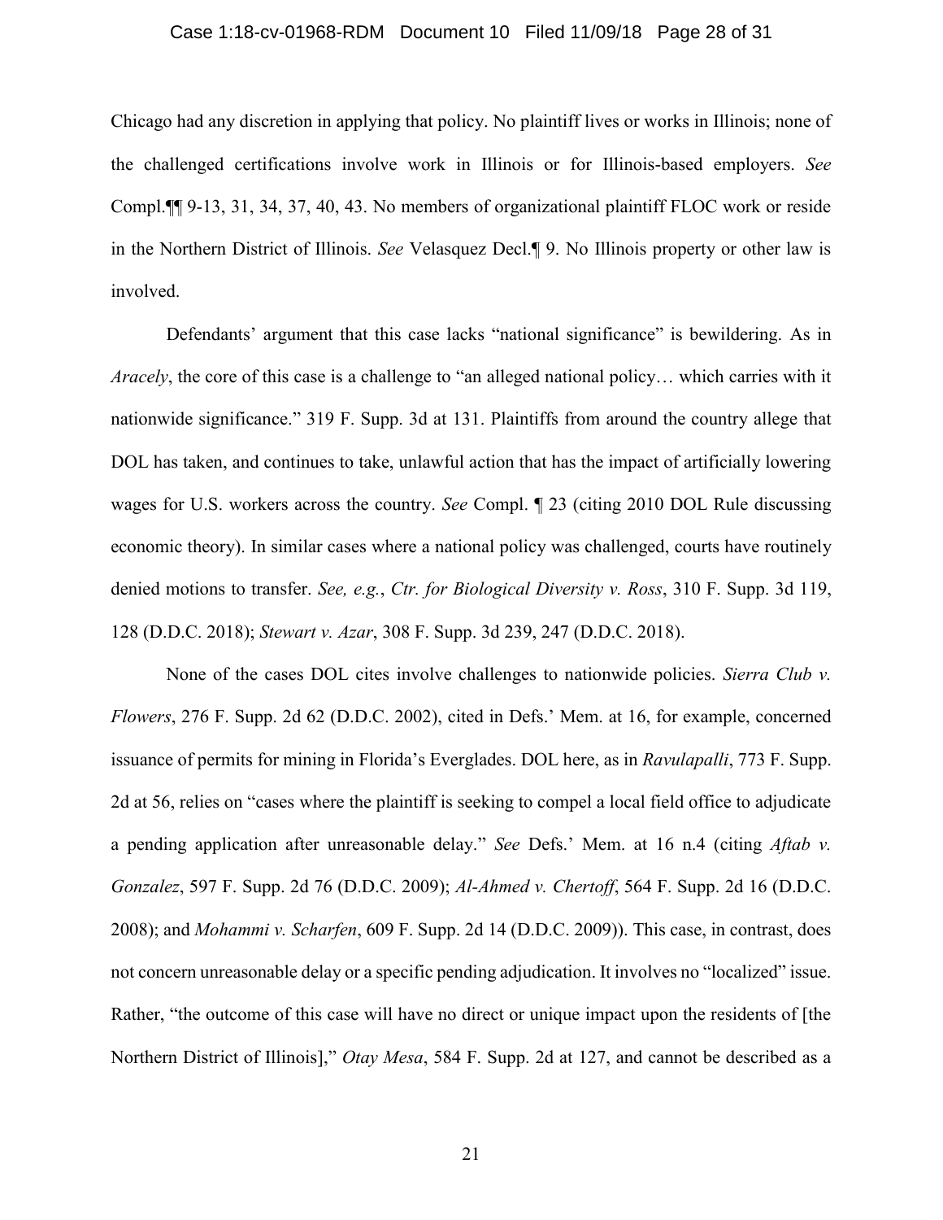Chicago had any discretion in applying that policy. No plaintiff lives or works in Illinois; none of the challenged certifications involve work in Illinois or for Illinois-based employers. *See* Compl.¶¶ 9-13, 31, 34, 37, 40, 43. No members of organizational plaintiff FLOC work or reside in the Northern District of Illinois. *See* Velasquez Decl.¶ 9. No Illinois property or other law is involved.

Defendants' argument that this case lacks "national significance" is bewildering. As in *Aracely*, the core of this case is a challenge to "an alleged national policy… which carries with it nationwide significance." 319 F. Supp. 3d at 131. Plaintiffs from around the country allege that DOL has taken, and continues to take, unlawful action that has the impact of artificially lowering wages for U.S. workers across the country. *See* Compl. ¶ 23 (citing 2010 DOL Rule discussing economic theory). In similar cases where a national policy was challenged, courts have routinely denied motions to transfer. *See, e.g.*, *Ctr. for Biological Diversity v. Ross*, 310 F. Supp. 3d 119, 128 (D.D.C. 2018); *Stewart v. Azar*, 308 F. Supp. 3d 239, 247 (D.D.C. 2018).

None of the cases DOL cites involve challenges to nationwide policies. *Sierra Club v. Flowers*, 276 F. Supp. 2d 62 (D.D.C. 2002), cited in Defs.' Mem. at 16, for example, concerned issuance of permits for mining in Florida's Everglades. DOL here, as in *Ravulapalli*, 773 F. Supp. 2d at 56, relies on "cases where the plaintiff is seeking to compel a local field office to adjudicate a pending application after unreasonable delay." *See* Defs.' Mem. at 16 n.4 (citing *Aftab v. Gonzalez*, 597 F. Supp. 2d 76 (D.D.C. 2009); *Al-Ahmed v. Chertoff*, 564 F. Supp. 2d 16 (D.D.C. 2008); and *Mohammi v. Scharfen*, 609 F. Supp. 2d 14 (D.D.C. 2009)). This case, in contrast, does not concern unreasonable delay or a specific pending adjudication. It involves no "localized" issue. Rather, "the outcome of this case will have no direct or unique impact upon the residents of [the Northern District of Illinois]," *Otay Mesa*, 584 F. Supp. 2d at 127, and cannot be described as a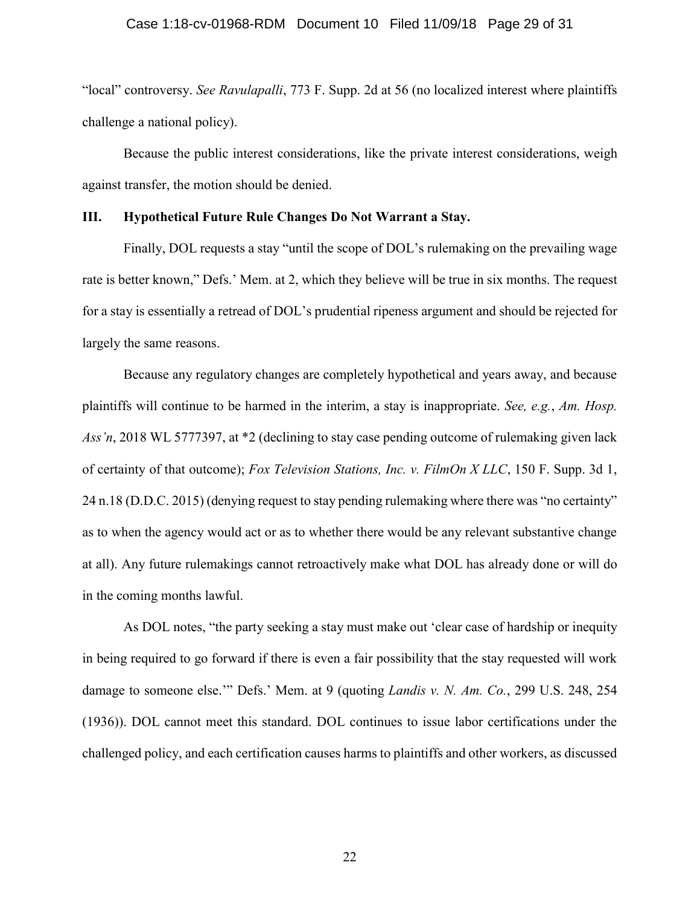"local" controversy. *See Ravulapalli*, 773 F. Supp. 2d at 56 (no localized interest where plaintiffs challenge a national policy).

Because the public interest considerations, like the private interest considerations, weigh against transfer, the motion should be denied.

### III. Hypothetical Future Rule Changes Do Not Warrant a Stay.

Finally, DOL requests a stay "until the scope of DOL's rulemaking on the prevailing wage rate is better known," Defs.' Mem. at 2, which they believe will be true in six months. The request for a stay is essentially a retread of DOL's prudential ripeness argument and should be rejected for largely the same reasons.

Because any regulatory changes are completely hypothetical and years away, and because plaintiffs will continue to be harmed in the interim, a stay is inappropriate. *See, e.g.*, *Am. Hosp. Ass'n*, 2018 WL 5777397, at *2 (declining to stay case pending outcome of rulemaking given lack of certainty of that outcome); *Fox Television Stations, Inc. v. FilmOn X LLC*, 150 F. Supp. 3d 1, 24 n.18 (D.D.C. 2015) (denying request to stay pending rulemaking where there was "no certainty" as to when the agency would act or as to whether there would be any relevant substantive change at all). Any future rulemakings cannot retroactively make what DOL has already done or will do in the coming months lawful.

As DOL notes, "the party seeking a stay must make out 'clear case of hardship or inequity in being required to go forward if there is even a fair possibility that the stay requested will work damage to someone else.'" Defs.' Mem. at 9 (quoting *Landis v. N. Am. Co.*, 299 U.S. 248, 254 (1936)). DOL cannot meet this standard. DOL continues to issue labor certifications under the challenged policy, and each certification causes harms to plaintiffs and other workers, as discussed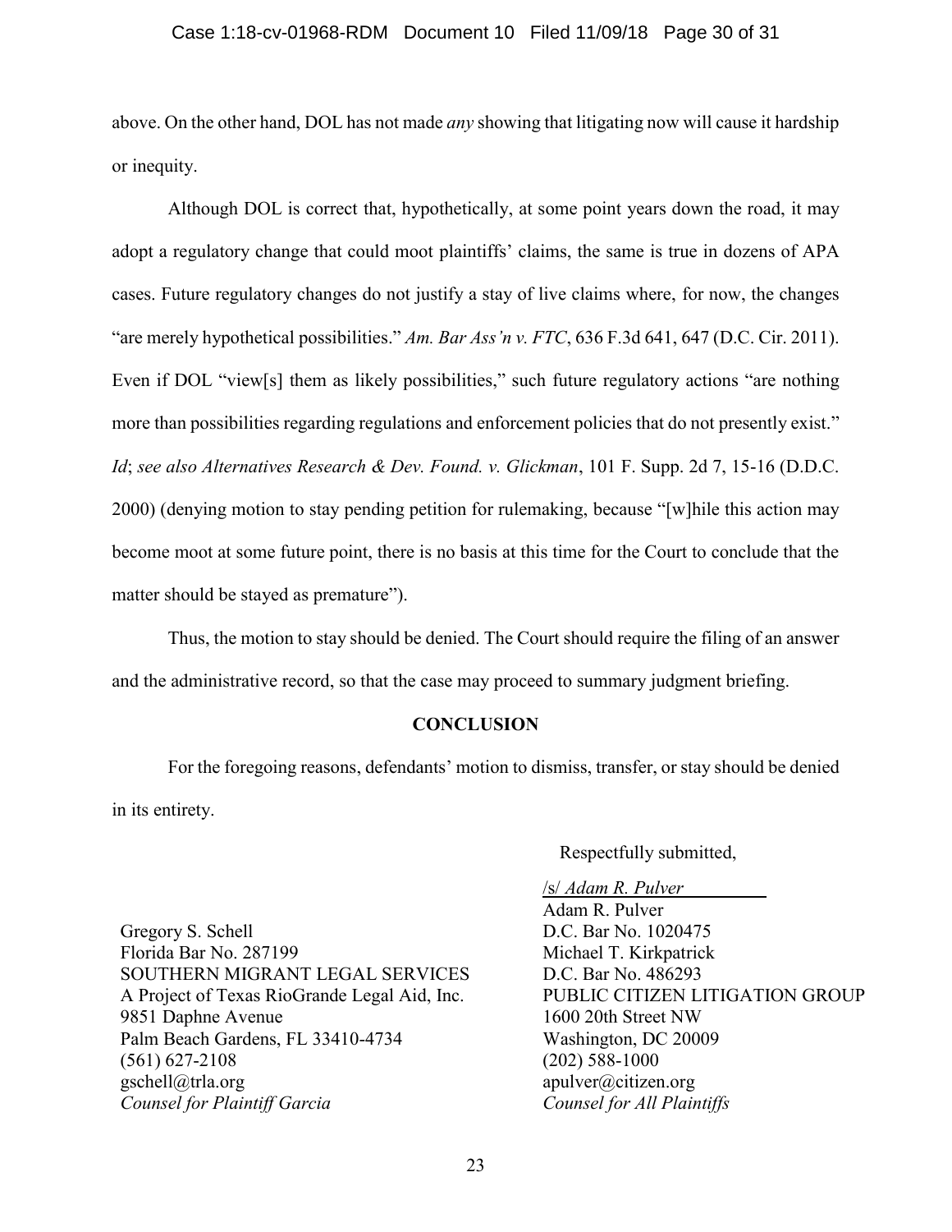above. On the other hand, DOL has not made *any* showing that litigating now will cause it hardship or inequity.

Although DOL is correct that, hypothetically, at some point years down the road, it may adopt a regulatory change that could moot plaintiffs' claims, the same is true in dozens of APA cases. Future regulatory changes do not justify a stay of live claims where, for now, the changes "are merely hypothetical possibilities." *Am. Bar Ass'n v. FTC*, 636 F.3d 641, 647 (D.C. Cir. 2011). Even if DOL "view[s] them as likely possibilities," such future regulatory actions "are nothing more than possibilities regarding regulations and enforcement policies that do not presently exist." *Id*; *see also Alternatives Research & Dev. Found. v. Glickman*, 101 F. Supp. 2d 7, 15-16 (D.D.C. 2000) (denying motion to stay pending petition for rulemaking, because "[w]hile this action may become moot at some future point, there is no basis at this time for the Court to conclude that the matter should be stayed as premature").

Thus, the motion to stay should be denied. The Court should require the filing of an answer and the administrative record, so that the case may proceed to summary judgment briefing.

## CONCLUSION

For the foregoing reasons, defendants' motion to dismiss, transfer, or stay should be denied in its entirety.

Respectfully submitted,

/s/ *Adam R. Pulver*
Adam R. Pulver
D.C. Bar No. 1020475
Michael T. Kirkpatrick
D.C. Bar No. 486293
PUBLIC CITIZEN LITIGATION GROUP
1600 20th Street NW
Washington, DC 20009
(202) 588-1000
apulver@citizen.org
*Counsel for All Plaintiffs*

Gregory S. Schell
Florida Bar No. 287199
SOUTHERN MIGRANT LEGAL SERVICES
A Project of Texas RioGrande Legal Aid, Inc.
9851 Daphne Avenue
Palm Beach Gardens, FL 33410-4734
(561) 627-2108
gschell@trla.org
*Counsel for Plaintiff Garcia*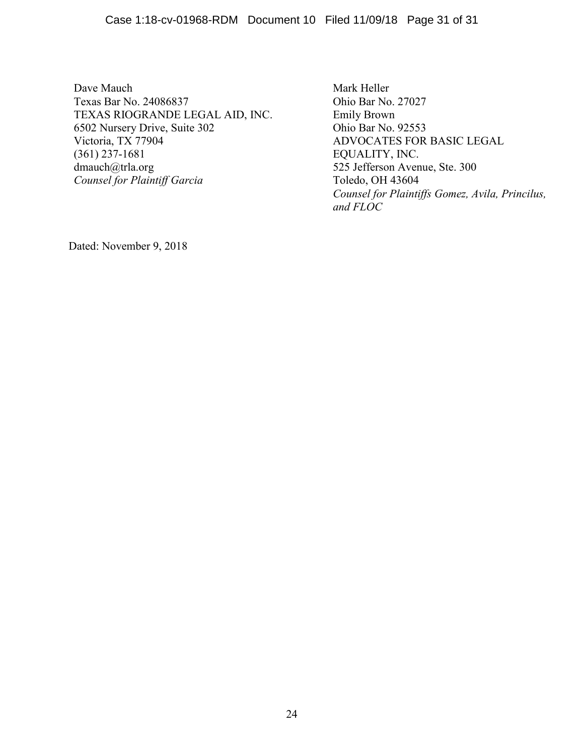Dave Mauch
Texas Bar No. 24086837
TEXAS RIOGRANDE LEGAL AID, INC.
6502 Nursery Drive, Suite 302
Victoria, TX 77904
(361) 237-1681
dmauch@trla.org
*Counsel for Plaintiff Garcia*

Mark Heller
Ohio Bar No. 27027
Emily Brown
Ohio Bar No. 92553
ADVOCATES FOR BASIC LEGAL EQUALITY, INC.
525 Jefferson Avenue, Ste. 300
Toledo, OH 43604
*Counsel for Plaintiffs Gomez, Avila, Princilus, and FLOC*

Dated: November 9, 2018